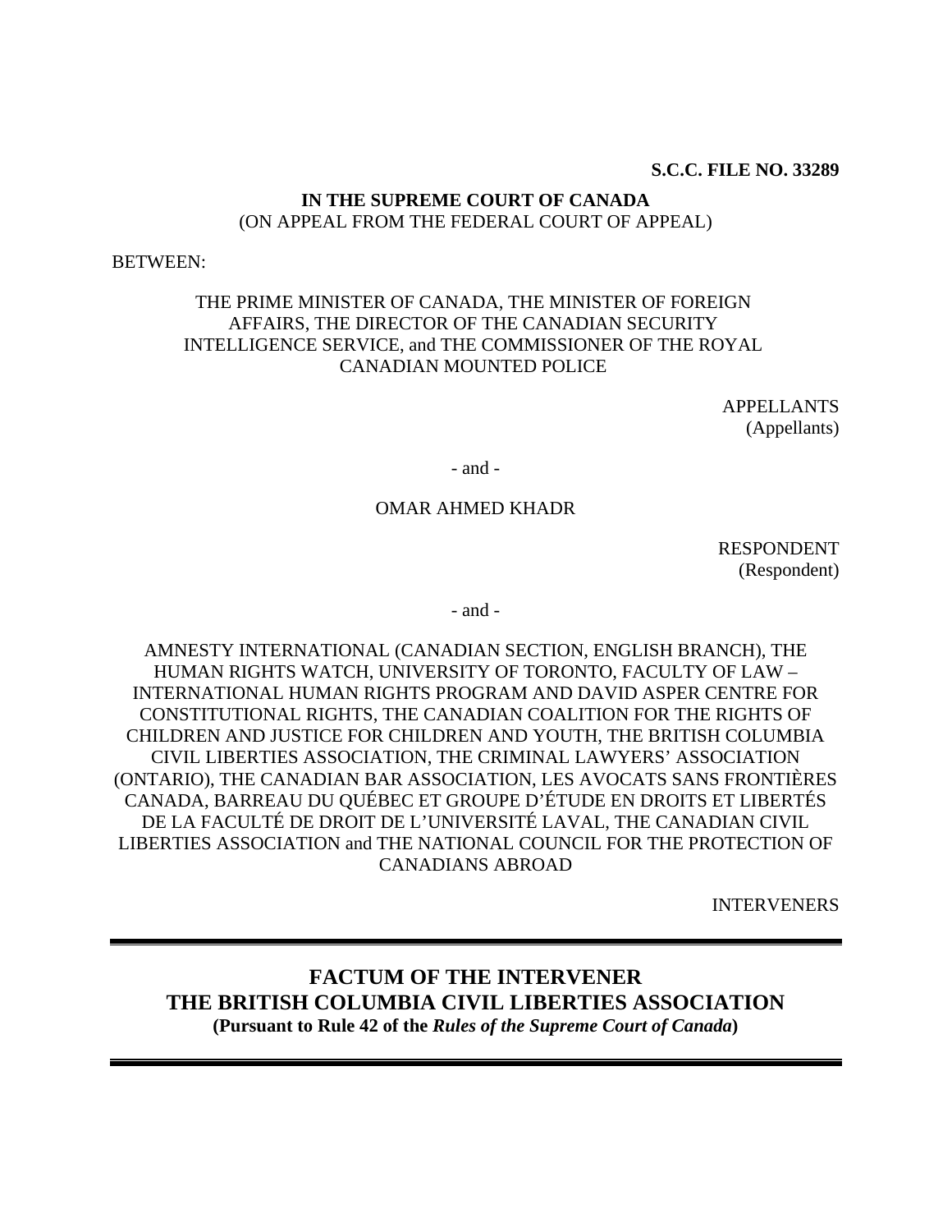**S.C.C. FILE NO. 33289**

**IN THE SUPREME COURT OF CANADA**
(ON APPEAL FROM THE FEDERAL COURT OF APPEAL)

BETWEEN:

THE PRIME MINISTER OF CANADA, THE MINISTER OF FOREIGN AFFAIRS, THE DIRECTOR OF THE CANADIAN SECURITY INTELLIGENCE SERVICE, and THE COMMISSIONER OF THE ROYAL CANADIAN MOUNTED POLICE

APPELLANTS
(Appellants)

- and -

OMAR AHMED KHADR

RESPONDENT
(Respondent)

- and -

AMNESTY INTERNATIONAL (CANADIAN SECTION, ENGLISH BRANCH), THE HUMAN RIGHTS WATCH, UNIVERSITY OF TORONTO, FACULTY OF LAW – INTERNATIONAL HUMAN RIGHTS PROGRAM AND DAVID ASPER CENTRE FOR CONSTITUTIONAL RIGHTS, THE CANADIAN COALITION FOR THE RIGHTS OF CHILDREN AND JUSTICE FOR CHILDREN AND YOUTH, THE BRITISH COLUMBIA CIVIL LIBERTIES ASSOCIATION, THE CRIMINAL LAWYERS' ASSOCIATION (ONTARIO), THE CANADIAN BAR ASSOCIATION, LES AVOCATS SANS FRONTIÈRES CANADA, BARREAU DU QUÉBEC ET GROUPE D'ÉTUDE EN DROITS ET LIBERTÉS DE LA FACULTÉ DE DROIT DE L'UNIVERSITÉ LAVAL, THE CANADIAN CIVIL LIBERTIES ASSOCIATION and THE NATIONAL COUNCIL FOR THE PROTECTION OF CANADIANS ABROAD

INTERVENERS

---

# FACTUM OF THE INTERVENER THE BRITISH COLUMBIA CIVIL LIBERTIES ASSOCIATION

**(Pursuant to Rule 42 of the *Rules of the Supreme Court of Canada*)**

---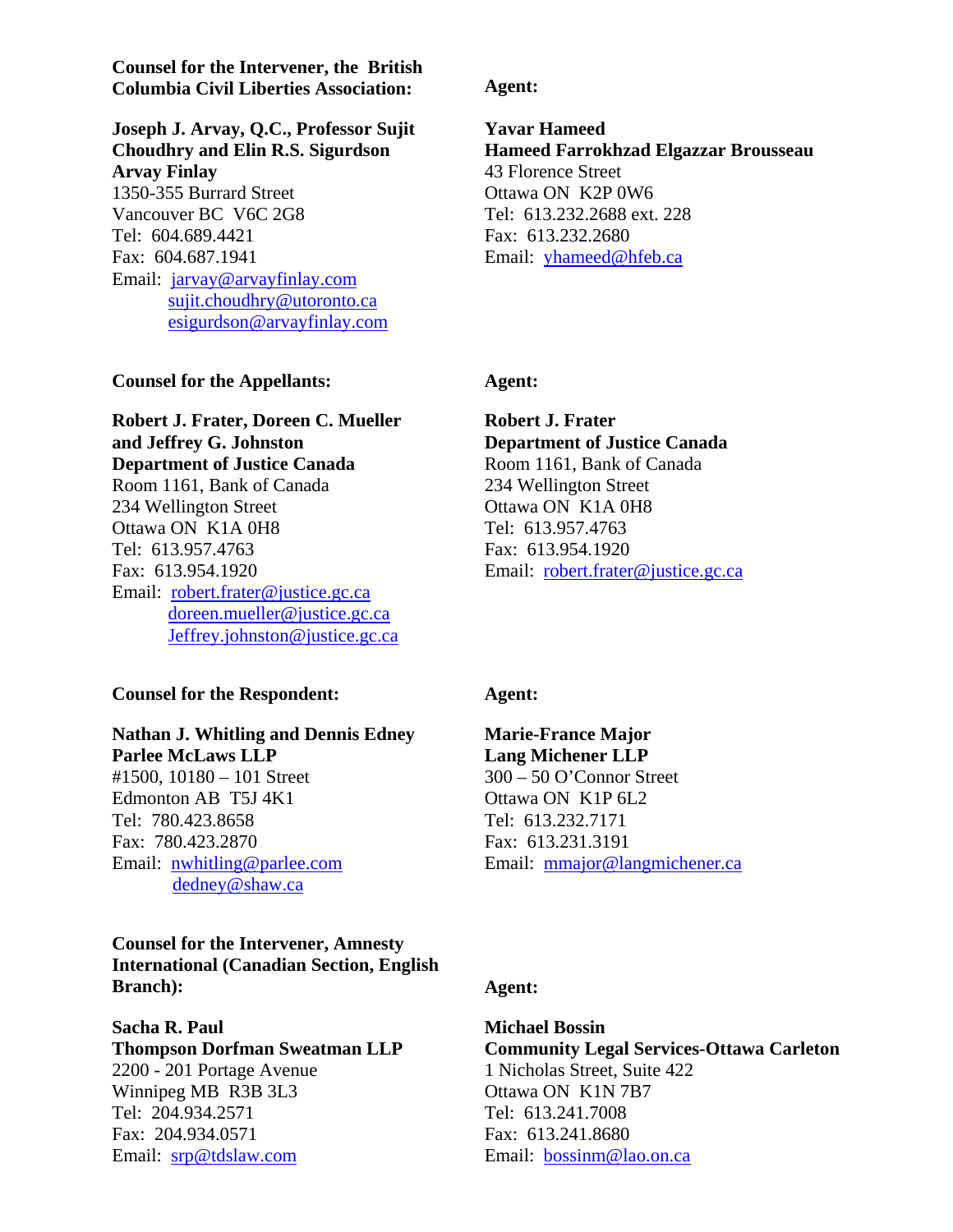**Counsel for the Intervener, the British Columbia Civil Liberties Association:**

**Joseph J. Arvay, Q.C., Professor Sujit Choudhry and Elin R.S. Sigurdson**
**Arvay Finlay**
1350-355 Burrard Street
Vancouver BC V6C 2G8
Tel: 604.689.4421
Fax: 604.687.1941
Email: jarvay@arvayfinlay.com
sujit.choudhry@utoronto.ca
esigurdson@arvayfinlay.com

**Agent:**

**Yavar Hameed**
**Hameed Farrokhzad Elgazzar Brousseau**
43 Florence Street
Ottawa ON K2P 0W6
Tel: 613.232.2688 ext. 228
Fax: 613.232.2680
Email: yhameed@hfeb.ca

**Counsel for the Appellants:**

**Robert J. Frater, Doreen C. Mueller and Jeffrey G. Johnston**
**Department of Justice Canada**
Room 1161, Bank of Canada
234 Wellington Street
Ottawa ON K1A 0H8
Tel: 613.957.4763
Fax: 613.954.1920
Email: robert.frater@justice.gc.ca
doreen.mueller@justice.gc.ca
Jeffrey.johnston@justice.gc.ca

**Agent:**

**Robert J. Frater**
**Department of Justice Canada**
Room 1161, Bank of Canada
234 Wellington Street
Ottawa ON K1A 0H8
Tel: 613.957.4763
Fax: 613.954.1920
Email: robert.frater@justice.gc.ca

**Counsel for the Respondent:**

**Nathan J. Whitling and Dennis Edney**
**Parlee McLaws LLP**
#1500, 10180 – 101 Street
Edmonton AB T5J 4K1
Tel: 780.423.8658
Fax: 780.423.2870
Email: nwhitling@parlee.com
dedney@shaw.ca

**Agent:**

**Marie-France Major**
**Lang Michener LLP**
300 – 50 O'Connor Street
Ottawa ON K1P 6L2
Tel: 613.232.7171
Fax: 613.231.3191
Email: mmajor@langmichener.ca

**Counsel for the Intervener, Amnesty International (Canadian Section, English Branch):**

**Sacha R. Paul**
**Thompson Dorfman Sweatman LLP**
2200 - 201 Portage Avenue
Winnipeg MB R3B 3L3
Tel: 204.934.2571
Fax: 204.934.0571
Email: srp@tdslaw.com

**Agent:**

**Michael Bossin**
**Community Legal Services-Ottawa Carleton**
1 Nicholas Street, Suite 422
Ottawa ON K1N 7B7
Tel: 613.241.7008
Fax: 613.241.8680
Email: bossinm@lao.on.ca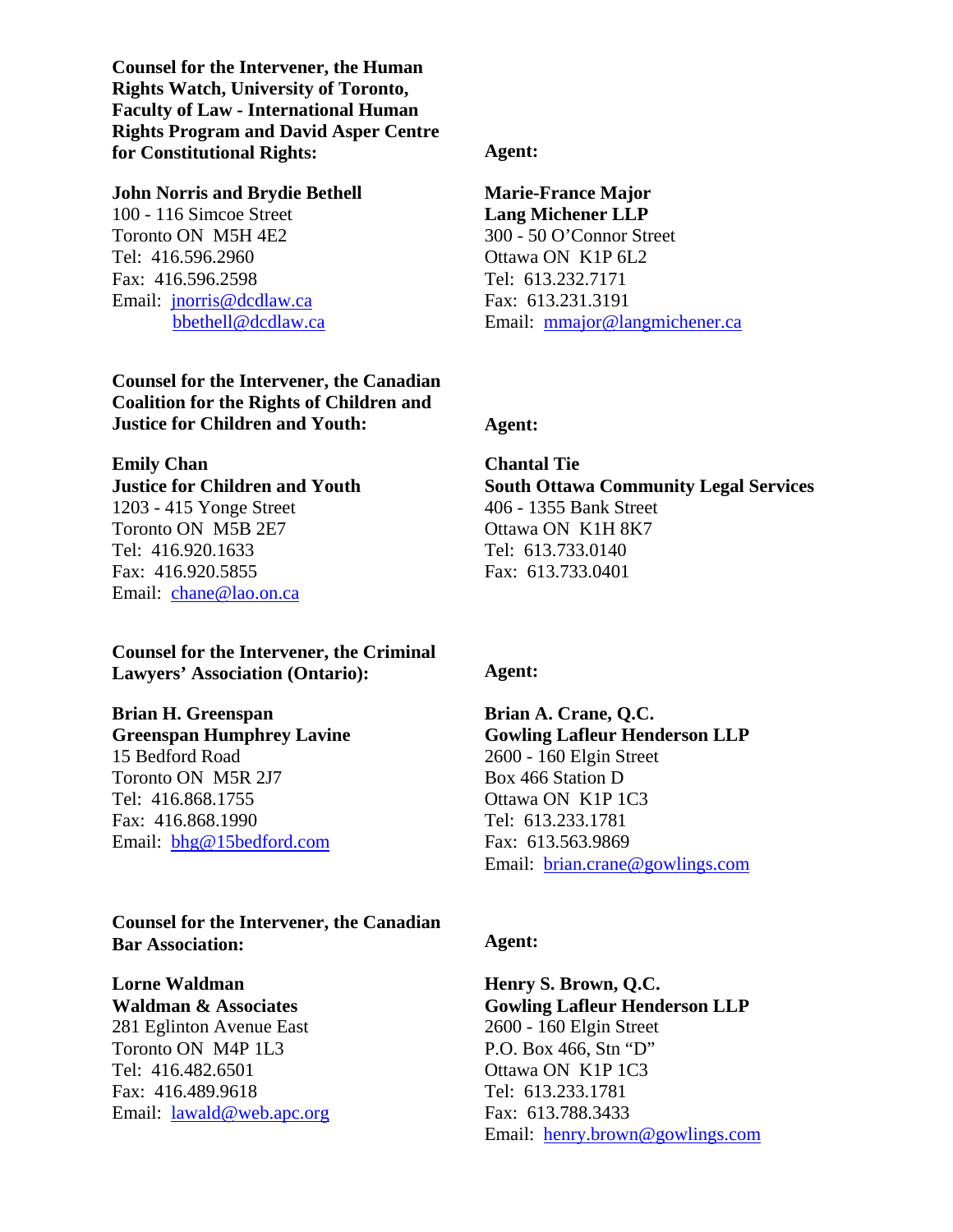**Counsel for the Intervener, the Human Rights Watch, University of Toronto, Faculty of Law - International Human Rights Program and David Asper Centre for Constitutional Rights:**

**John Norris and Brydie Bethell**
100 - 116 Simcoe Street
Toronto ON M5H 4E2
Tel: 416.596.2960
Fax: 416.596.2598
Email: jnorris@dcdlaw.ca
bbethell@dcdlaw.ca

**Agent:**

**Marie-France Major**
**Lang Michener LLP**
300 - 50 O'Connor Street
Ottawa ON K1P 6L2
Tel: 613.232.7171
Fax: 613.231.3191
Email: mmajor@langmichener.ca

**Counsel for the Intervener, the Canadian Coalition for the Rights of Children and Justice for Children and Youth:**

**Emily Chan**
**Justice for Children and Youth**
1203 - 415 Yonge Street
Toronto ON M5B 2E7
Tel: 416.920.1633
Fax: 416.920.5855
Email: chane@lao.on.ca

**Agent:**

**Chantal Tie**
**South Ottawa Community Legal Services**
406 - 1355 Bank Street
Ottawa ON K1H 8K7
Tel: 613.733.0140
Fax: 613.733.0401

**Counsel for the Intervener, the Criminal Lawyers' Association (Ontario):**

**Brian H. Greenspan**
**Greenspan Humphrey Lavine**
15 Bedford Road
Toronto ON M5R 2J7
Tel: 416.868.1755
Fax: 416.868.1990
Email: bhg@15bedford.com

**Agent:**

**Brian A. Crane, Q.C.**
**Gowling Lafleur Henderson LLP**
2600 - 160 Elgin Street
Box 466 Station D
Ottawa ON K1P 1C3
Tel: 613.233.1781
Fax: 613.563.9869
Email: brian.crane@gowlings.com

**Counsel for the Intervener, the Canadian Bar Association:**

**Lorne Waldman**
**Waldman & Associates**
281 Eglinton Avenue East
Toronto ON M4P 1L3
Tel: 416.482.6501
Fax: 416.489.9618
Email: lawald@web.apc.org

**Agent:**

**Henry S. Brown, Q.C.**
**Gowling Lafleur Henderson LLP**
2600 - 160 Elgin Street
P.O. Box 466, Stn "D"
Ottawa ON K1P 1C3
Tel: 613.233.1781
Fax: 613.788.3433
Email: henry.brown@gowlings.com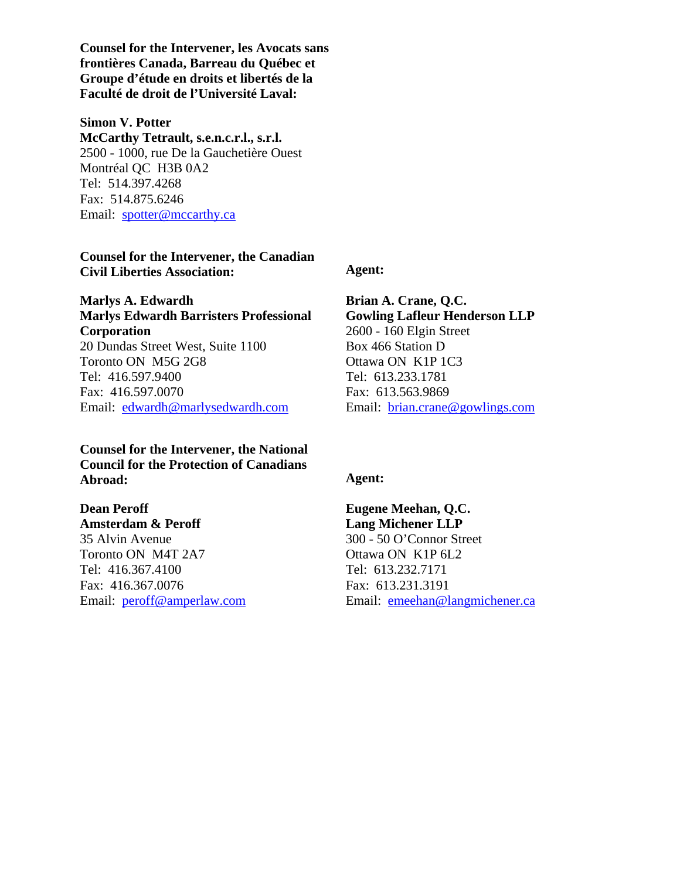**Counsel for the Intervener, les Avocats sans frontières Canada, Barreau du Québec et Groupe d'étude en droits et libertés de la Faculté de droit de l'Université Laval:**

**Simon V. Potter**
**McCarthy Tetrault, s.e.n.c.r.l., s.r.l.**
2500 - 1000, rue De la Gauchetière Ouest
Montréal QC H3B 0A2
Tel: 514.397.4268
Fax: 514.875.6246
Email: spotter@mccarthy.ca

**Counsel for the Intervener, the Canadian Civil Liberties Association:**

**Marlys A. Edwardh**
**Marlys Edwardh Barristers Professional Corporation**
20 Dundas Street West, Suite 1100
Toronto ON M5G 2G8
Tel: 416.597.9400
Fax: 416.597.0070
Email: edwardh@marlysedwardh.com

**Agent:**

**Brian A. Crane, Q.C.**
**Gowling Lafleur Henderson LLP**
2600 - 160 Elgin Street
Box 466 Station D
Ottawa ON K1P 1C3
Tel: 613.233.1781
Fax: 613.563.9869
Email: brian.crane@gowlings.com

**Counsel for the Intervener, the National Council for the Protection of Canadians Abroad:**

**Dean Peroff**
**Amsterdam & Peroff**
35 Alvin Avenue
Toronto ON M4T 2A7
Tel: 416.367.4100
Fax: 416.367.0076
Email: peroff@amperlaw.com

**Agent:**

**Eugene Meehan, Q.C.**
**Lang Michener LLP**
300 - 50 O'Connor Street
Ottawa ON K1P 6L2
Tel: 613.232.7171
Fax: 613.231.3191
Email: emeehan@langmichener.ca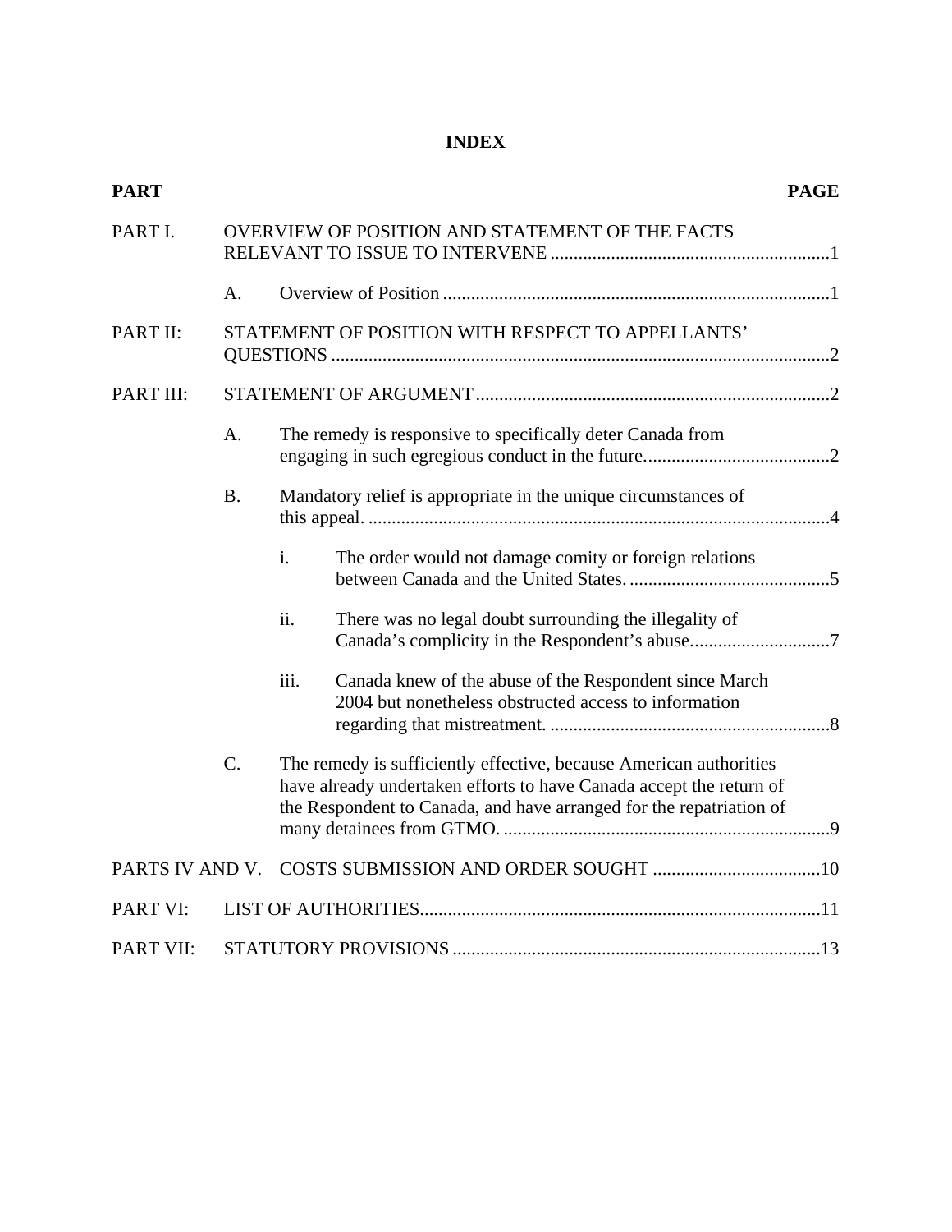# INDEX

| PART | | PAGE |
|---|---|---|
| PART I. | OVERVIEW OF POSITION AND STATEMENT OF THE FACTS RELEVANT TO ISSUE TO INTERVENE | 1 |
| | A. Overview of Position | 1 |
| PART II: | STATEMENT OF POSITION WITH RESPECT TO APPELLANTS' QUESTIONS | 2 |
| PART III: | STATEMENT OF ARGUMENT | 2 |
| | A. The remedy is responsive to specifically deter Canada from engaging in such egregious conduct in the future. | 2 |
| | B. Mandatory relief is appropriate in the unique circumstances of this appeal. | 4 |
| | i. The order would not damage comity or foreign relations between Canada and the United States. | 5 |
| | ii. There was no legal doubt surrounding the illegality of Canada's complicity in the Respondent's abuse. | 7 |
| | iii. Canada knew of the abuse of the Respondent since March 2004 but nonetheless obstructed access to information regarding that mistreatment. | 8 |
| | C. The remedy is sufficiently effective, because American authorities have already undertaken efforts to have Canada accept the return of the Respondent to Canada, and have arranged for the repatriation of many detainees from GTMO. | 9 |
| PARTS IV AND V. | COSTS SUBMISSION AND ORDER SOUGHT | 10 |
| PART VI: | LIST OF AUTHORITIES | 11 |
| PART VII: | STATUTORY PROVISIONS | 13 |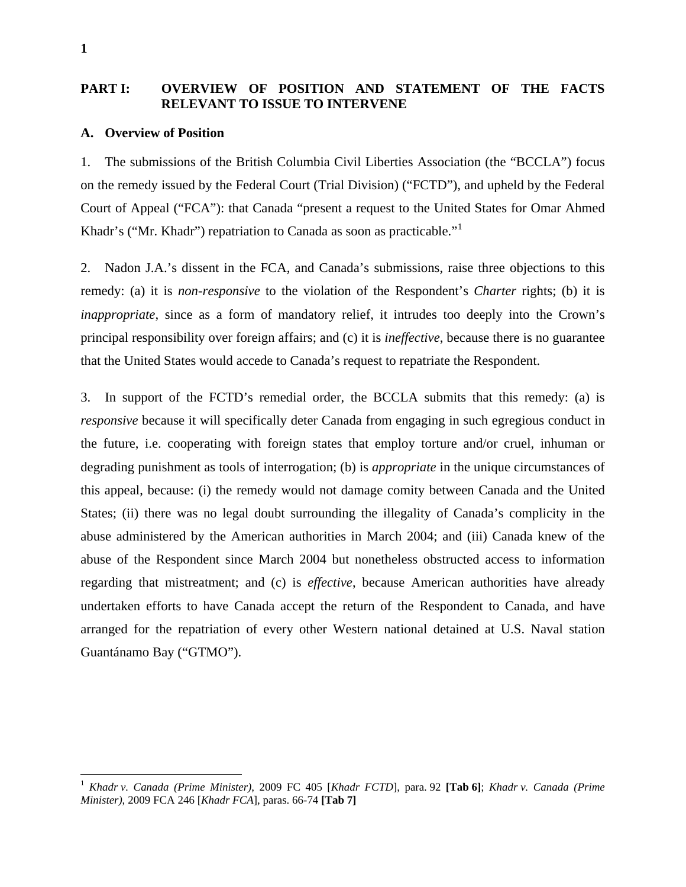## PART I: OVERVIEW OF POSITION AND STATEMENT OF THE FACTS RELEVANT TO ISSUE TO INTERVENE

### A. Overview of Position

1. The submissions of the British Columbia Civil Liberties Association (the "BCCLA") focus on the remedy issued by the Federal Court (Trial Division) ("FCTD"), and upheld by the Federal Court of Appeal ("FCA"): that Canada "present a request to the United States for Omar Ahmed Khadr's ("Mr. Khadr") repatriation to Canada as soon as practicable."[1]

2. Nadon J.A.'s dissent in the FCA, and Canada's submissions, raise three objections to this remedy: (a) it is *non-responsive* to the violation of the Respondent's *Charter* rights; (b) it is *inappropriate*, since as a form of mandatory relief, it intrudes too deeply into the Crown's principal responsibility over foreign affairs; and (c) it is *ineffective*, because there is no guarantee that the United States would accede to Canada's request to repatriate the Respondent.

3. In support of the FCTD's remedial order, the BCCLA submits that this remedy: (a) is *responsive* because it will specifically deter Canada from engaging in such egregious conduct in the future, i.e. cooperating with foreign states that employ torture and/or cruel, inhuman or degrading punishment as tools of interrogation; (b) is *appropriate* in the unique circumstances of this appeal, because: (i) the remedy would not damage comity between Canada and the United States; (ii) there was no legal doubt surrounding the illegality of Canada's complicity in the abuse administered by the American authorities in March 2004; and (iii) Canada knew of the abuse of the Respondent since March 2004 but nonetheless obstructed access to information regarding that mistreatment; and (c) is *effective*, because American authorities have already undertaken efforts to have Canada accept the return of the Respondent to Canada, and have arranged for the repatriation of every other Western national detained at U.S. Naval station Guantánamo Bay ("GTMO").

---

[1] *Khadr v. Canada (Prime Minister)*, 2009 FC 405 [*Khadr FCTD*], para. 92 **[Tab 6]**; *Khadr v. Canada (Prime Minister)*, 2009 FCA 246 [*Khadr FCA*], paras. 66-74 **[Tab 7]**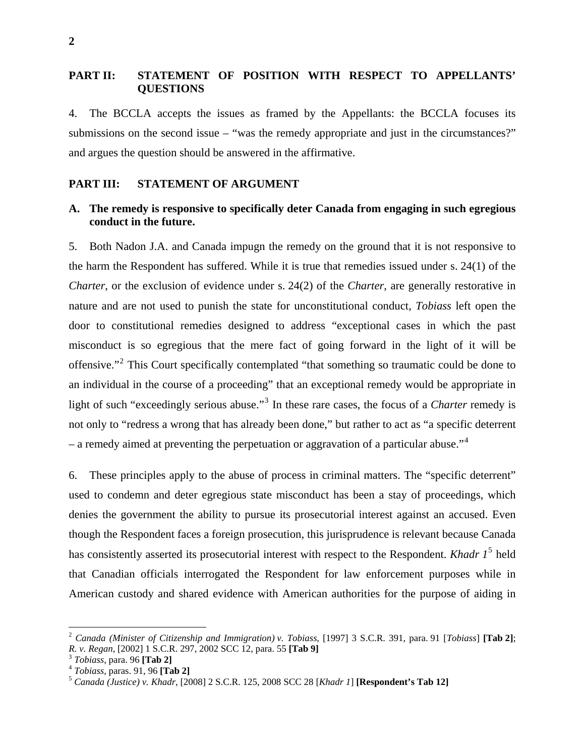## PART II: STATEMENT OF POSITION WITH RESPECT TO APPELLANTS' QUESTIONS

4. The BCCLA accepts the issues as framed by the Appellants: the BCCLA focuses its submissions on the second issue – "was the remedy appropriate and just in the circumstances?" and argues the question should be answered in the affirmative.

## PART III: STATEMENT OF ARGUMENT

### A. The remedy is responsive to specifically deter Canada from engaging in such egregious conduct in the future.

5. Both Nadon J.A. and Canada impugn the remedy on the ground that it is not responsive to the harm the Respondent has suffered. While it is true that remedies issued under s. 24(1) of the *Charter*, or the exclusion of evidence under s. 24(2) of the *Charter*, are generally restorative in nature and are not used to punish the state for unconstitutional conduct, *Tobiass* left open the door to constitutional remedies designed to address "exceptional cases in which the past misconduct is so egregious that the mere fact of going forward in the light of it will be offensive."[2] This Court specifically contemplated "that something so traumatic could be done to an individual in the course of a proceeding" that an exceptional remedy would be appropriate in light of such "exceedingly serious abuse."[3] In these rare cases, the focus of a *Charter* remedy is not only to "redress a wrong that has already been done," but rather to act as "a specific deterrent – a remedy aimed at preventing the perpetuation or aggravation of a particular abuse."[4]

6. These principles apply to the abuse of process in criminal matters. The "specific deterrent" used to condemn and deter egregious state misconduct has been a stay of proceedings, which denies the government the ability to pursue its prosecutorial interest against an accused. Even though the Respondent faces a foreign prosecution, this jurisprudence is relevant because Canada has consistently asserted its prosecutorial interest with respect to the Respondent. *Khadr 1*[5] held that Canadian officials interrogated the Respondent for law enforcement purposes while in American custody and shared evidence with American authorities for the purpose of aiding in

---

[2] *Canada (Minister of Citizenship and Immigration) v. Tobiass*, [1997] 3 S.C.R. 391, para. 91 [*Tobiass*] **[Tab 2]**; *R. v. Regan*, [2002] 1 S.C.R. 297, 2002 SCC 12, para. 55 **[Tab 9]**

[3] *Tobiass*, para. 96 **[Tab 2]**

[4] *Tobiass*, paras. 91, 96 **[Tab 2]**

[5] *Canada (Justice) v. Khadr*, [2008] 2 S.C.R. 125, 2008 SCC 28 [*Khadr 1*] **[Respondent's Tab 12]**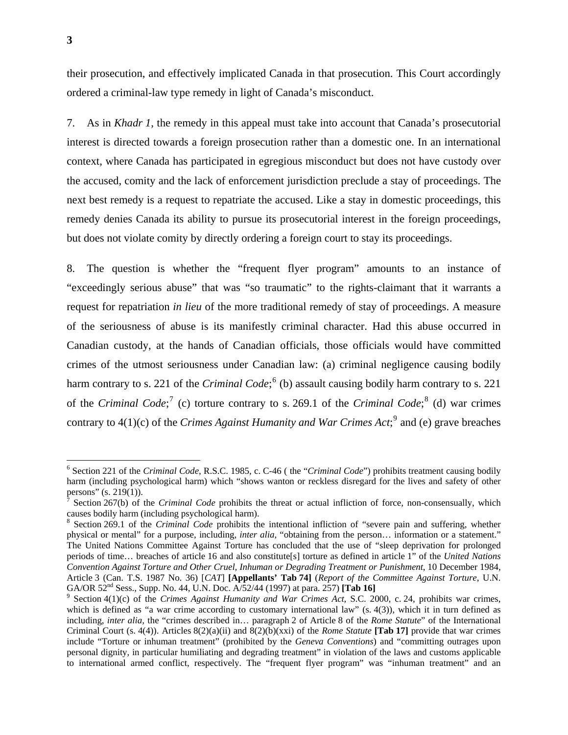their prosecution, and effectively implicated Canada in that prosecution. This Court accordingly ordered a criminal-law type remedy in light of Canada's misconduct.

7. As in *Khadr 1*, the remedy in this appeal must take into account that Canada's prosecutorial interest is directed towards a foreign prosecution rather than a domestic one. In an international context, where Canada has participated in egregious misconduct but does not have custody over the accused, comity and the lack of enforcement jurisdiction preclude a stay of proceedings. The next best remedy is a request to repatriate the accused. Like a stay in domestic proceedings, this remedy denies Canada its ability to pursue its prosecutorial interest in the foreign proceedings, but does not violate comity by directly ordering a foreign court to stay its proceedings.

8. The question is whether the "frequent flyer program" amounts to an instance of "exceedingly serious abuse" that was "so traumatic" to the rights-claimant that it warrants a request for repatriation *in lieu* of the more traditional remedy of stay of proceedings. A measure of the seriousness of abuse is its manifestly criminal character. Had this abuse occurred in Canadian custody, at the hands of Canadian officials, those officials would have committed crimes of the utmost seriousness under Canadian law: (a) criminal negligence causing bodily harm contrary to s. 221 of the *Criminal Code*;[6] (b) assault causing bodily harm contrary to s. 221 of the *Criminal Code*;[7] (c) torture contrary to s. 269.1 of the *Criminal Code*;[8] (d) war crimes contrary to 4(1)(c) of the *Crimes Against Humanity and War Crimes Act*;[9] and (e) grave breaches

---

[6] Section 221 of the *Criminal Code*, R.S.C. 1985, c. C-46 ( the "*Criminal Code*") prohibits treatment causing bodily harm (including psychological harm) which "shows wanton or reckless disregard for the lives and safety of other persons" (s. 219(1)).

[7] Section 267(b) of the *Criminal Code* prohibits the threat or actual infliction of force, non-consensually, which causes bodily harm (including psychological harm).

[8] Section 269.1 of the *Criminal Code* prohibits the intentional infliction of "severe pain and suffering, whether physical or mental" for a purpose, including, *inter alia*, "obtaining from the person… information or a statement." The United Nations Committee Against Torture has concluded that the use of "sleep deprivation for prolonged periods of time… breaches of article 16 and also constitute[s] torture as defined in article 1" of the *United Nations Convention Against Torture and Other Cruel, Inhuman or Degrading Treatment or Punishment*, 10 December 1984, Article 3 (Can. T.S. 1987 No. 36) [*CAT*] **[Appellants' Tab 74]** (*Report of the Committee Against Torture*, U.N. GA/OR 52nd Sess., Supp. No. 44, U.N. Doc. A/52/44 (1997) at para. 257) **[Tab 16]**

[9] Section 4(1)(c) of the *Crimes Against Humanity and War Crimes Act*, S.C. 2000, c. 24, prohibits war crimes, which is defined as "a war crime according to customary international law" (s. 4(3)), which it in turn defined as including, *inter alia*, the "crimes described in… paragraph 2 of Article 8 of the *Rome Statute*" of the International Criminal Court (s. 4(4)). Articles 8(2)(a)(ii) and 8(2)(b)(xxi) of the *Rome Statute* **[Tab 17]** provide that war crimes include "Torture or inhuman treatment" (prohibited by the *Geneva Conventions*) and "committing outrages upon personal dignity, in particular humiliating and degrading treatment" in violation of the laws and customs applicable to international armed conflict, respectively. The "frequent flyer program" was "inhuman treatment" and an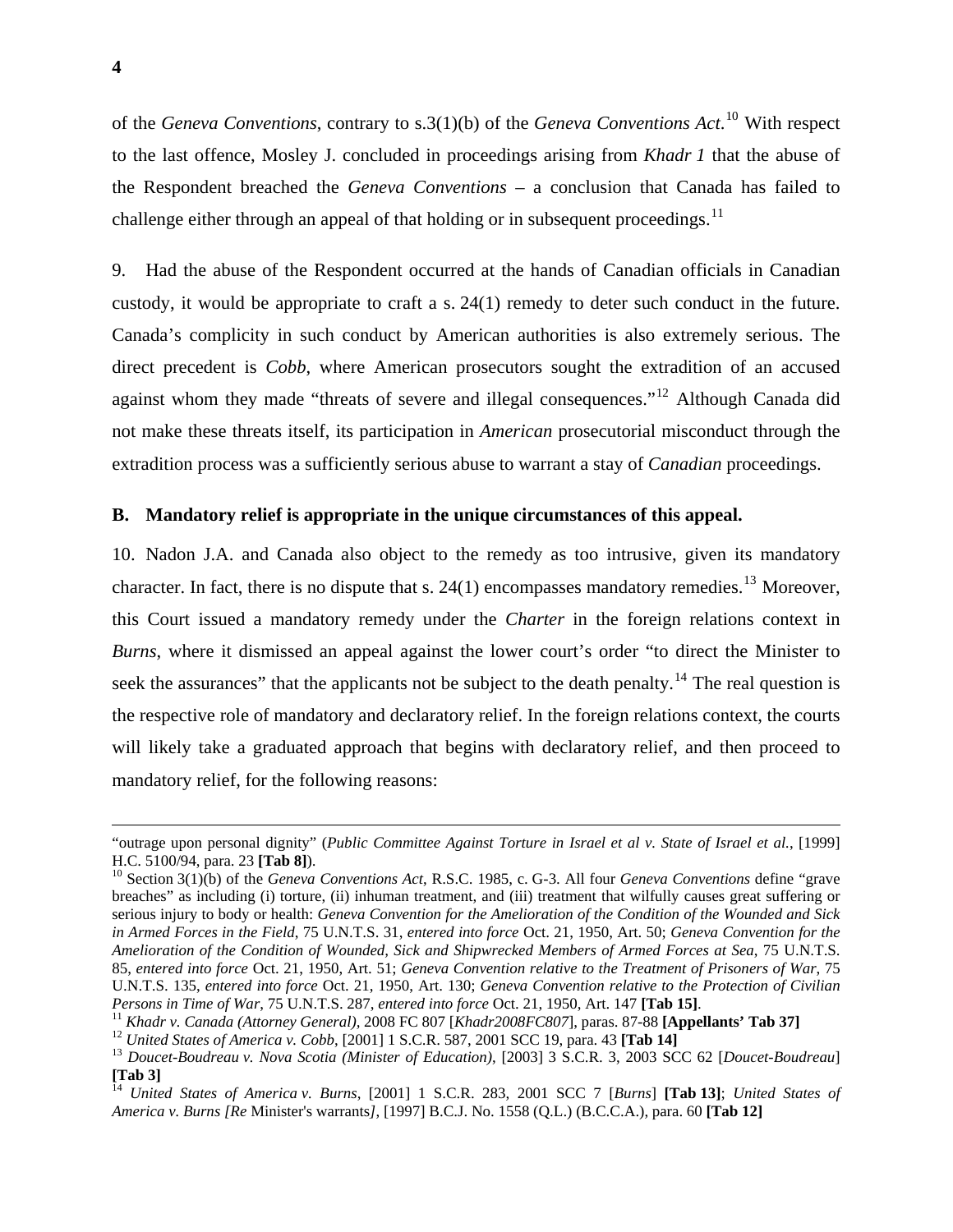of the *Geneva Conventions*, contrary to s.3(1)(b) of the *Geneva Conventions Act*.[10] With respect to the last offence, Mosley J. concluded in proceedings arising from *Khadr 1* that the abuse of the Respondent breached the *Geneva Conventions* – a conclusion that Canada has failed to challenge either through an appeal of that holding or in subsequent proceedings.[11]

9. Had the abuse of the Respondent occurred at the hands of Canadian officials in Canadian custody, it would be appropriate to craft a s. 24(1) remedy to deter such conduct in the future. Canada's complicity in such conduct by American authorities is also extremely serious. The direct precedent is *Cobb*, where American prosecutors sought the extradition of an accused against whom they made "threats of severe and illegal consequences."[12] Although Canada did not make these threats itself, its participation in *American* prosecutorial misconduct through the extradition process was a sufficiently serious abuse to warrant a stay of *Canadian* proceedings.

### B. Mandatory relief is appropriate in the unique circumstances of this appeal.

10. Nadon J.A. and Canada also object to the remedy as too intrusive, given its mandatory character. In fact, there is no dispute that s. 24(1) encompasses mandatory remedies.[13] Moreover, this Court issued a mandatory remedy under the *Charter* in the foreign relations context in *Burns*, where it dismissed an appeal against the lower court's order "to direct the Minister to seek the assurances" that the applicants not be subject to the death penalty.[14] The real question is the respective role of mandatory and declaratory relief. In the foreign relations context, the courts will likely take a graduated approach that begins with declaratory relief, and then proceed to mandatory relief, for the following reasons:

---

"outrage upon personal dignity" (*Public Committee Against Torture in Israel et al v. State of Israel et al.*, [1999] H.C. 5100/94, para. 23 **[Tab 8]**).

[10] Section 3(1)(b) of the *Geneva Conventions Act*, R.S.C. 1985, c. G-3. All four *Geneva Conventions* define "grave breaches" as including (i) torture, (ii) inhuman treatment, and (iii) treatment that wilfully causes great suffering or serious injury to body or health: *Geneva Convention for the Amelioration of the Condition of the Wounded and Sick in Armed Forces in the Field*, 75 U.N.T.S. 31, *entered into force* Oct. 21, 1950, Art. 50; *Geneva Convention for the Amelioration of the Condition of Wounded, Sick and Shipwrecked Members of Armed Forces at Sea*, 75 U.N.T.S. 85, *entered into force* Oct. 21, 1950, Art. 51; *Geneva Convention relative to the Treatment of Prisoners of War*, 75 U.N.T.S. 135, *entered into force* Oct. 21, 1950, Art. 130; *Geneva Convention relative to the Protection of Civilian Persons in Time of War*, 75 U.N.T.S. 287, *entered into force* Oct. 21, 1950, Art. 147 **[Tab 15]**.

[11] *Khadr v. Canada (Attorney General)*, 2008 FC 807 [*Khadr2008FC807*], paras. 87-88 **[Appellants' Tab 37]**

[12] *United States of America v. Cobb*, [2001] 1 S.C.R. 587, 2001 SCC 19, para. 43 **[Tab 14]**

[13] *Doucet-Boudreau v. Nova Scotia (Minister of Education)*, [2003] 3 S.C.R. 3, 2003 SCC 62 [*Doucet-Boudreau*] **[Tab 3]**

[14] *United States of America v. Burns*, [2001] 1 S.C.R. 283, 2001 SCC 7 [*Burns*] **[Tab 13]**; *United States of America v. Burns [Re* Minister's warrants*]*, [1997] B.C.J. No. 1558 (Q.L.) (B.C.C.A.), para. 60 **[Tab 12]**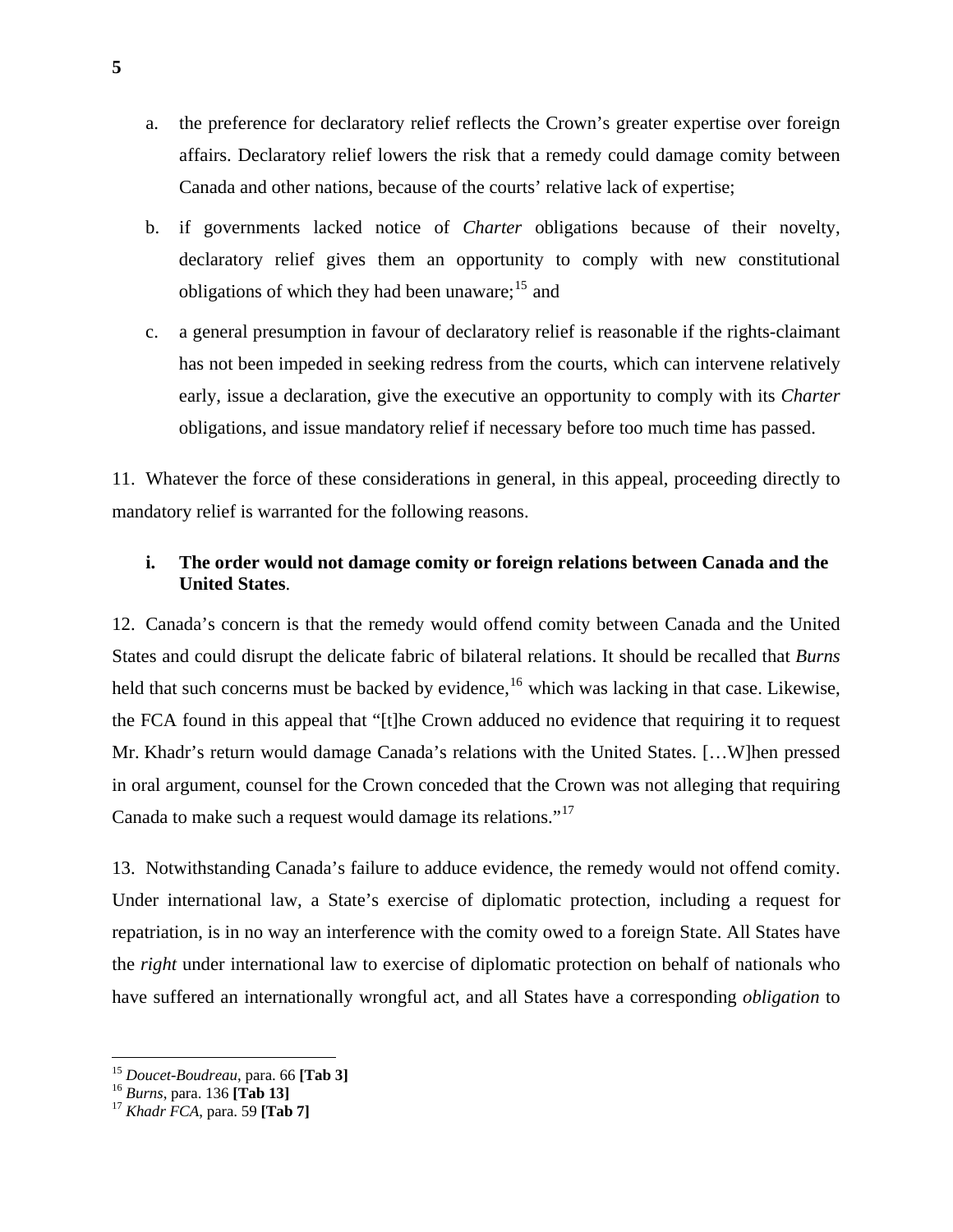a. the preference for declaratory relief reflects the Crown's greater expertise over foreign affairs. Declaratory relief lowers the risk that a remedy could damage comity between Canada and other nations, because of the courts' relative lack of expertise;

b. if governments lacked notice of *Charter* obligations because of their novelty, declaratory relief gives them an opportunity to comply with new constitutional obligations of which they had been unaware;[15] and

c. a general presumption in favour of declaratory relief is reasonable if the rights-claimant has not been impeded in seeking redress from the courts, which can intervene relatively early, issue a declaration, give the executive an opportunity to comply with its *Charter* obligations, and issue mandatory relief if necessary before too much time has passed.

11. Whatever the force of these considerations in general, in this appeal, proceeding directly to mandatory relief is warranted for the following reasons.

### i. The order would not damage comity or foreign relations between Canada and the United States.

12. Canada's concern is that the remedy would offend comity between Canada and the United States and could disrupt the delicate fabric of bilateral relations. It should be recalled that *Burns* held that such concerns must be backed by evidence,[16] which was lacking in that case. Likewise, the FCA found in this appeal that "[t]he Crown adduced no evidence that requiring it to request Mr. Khadr's return would damage Canada's relations with the United States. […W]hen pressed in oral argument, counsel for the Crown conceded that the Crown was not alleging that requiring Canada to make such a request would damage its relations."[17]

13. Notwithstanding Canada's failure to adduce evidence, the remedy would not offend comity. Under international law, a State's exercise of diplomatic protection, including a request for repatriation, is in no way an interference with the comity owed to a foreign State. All States have the *right* under international law to exercise of diplomatic protection on behalf of nationals who have suffered an internationally wrongful act, and all States have a corresponding *obligation* to

---

[15] *Doucet-Boudreau*, para. 66 **[Tab 3]**

[16] *Burns*, para. 136 **[Tab 13]**

[17] *Khadr FCA*, para. 59 **[Tab 7]**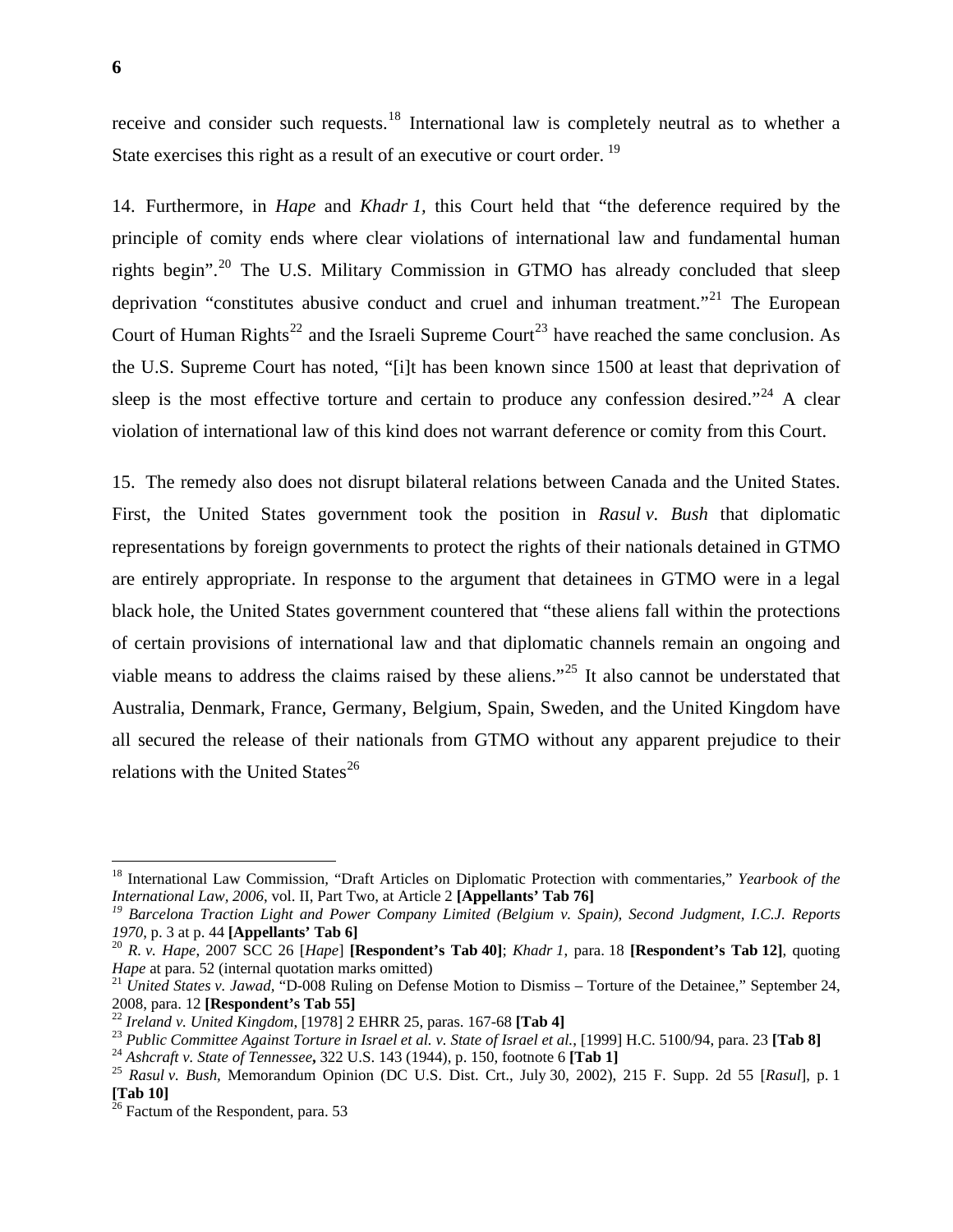receive and consider such requests.[18] International law is completely neutral as to whether a State exercises this right as a result of an executive or court order. [19]

14. Furthermore, in *Hape* and *Khadr 1,* this Court held that "the deference required by the principle of comity ends where clear violations of international law and fundamental human rights begin".[20] The U.S. Military Commission in GTMO has already concluded that sleep deprivation "constitutes abusive conduct and cruel and inhuman treatment."[21] The European Court of Human Rights[22] and the Israeli Supreme Court[23] have reached the same conclusion. As the U.S. Supreme Court has noted, "[i]t has been known since 1500 at least that deprivation of sleep is the most effective torture and certain to produce any confession desired."[24] A clear violation of international law of this kind does not warrant deference or comity from this Court.

15. The remedy also does not disrupt bilateral relations between Canada and the United States. First, the United States government took the position in *Rasul v. Bush* that diplomatic representations by foreign governments to protect the rights of their nationals detained in GTMO are entirely appropriate. In response to the argument that detainees in GTMO were in a legal black hole, the United States government countered that "these aliens fall within the protections of certain provisions of international law and that diplomatic channels remain an ongoing and viable means to address the claims raised by these aliens."[25] It also cannot be understated that Australia, Denmark, France, Germany, Belgium, Spain, Sweden, and the United Kingdom have all secured the release of their nationals from GTMO without any apparent prejudice to their relations with the United States[26]

---

[18] International Law Commission, "Draft Articles on Diplomatic Protection with commentaries," *Yearbook of the International Law, 2006*, vol. II, Part Two, at Article 2 **[Appellants' Tab 76]**

[19] *Barcelona Traction Light and Power Company Limited (Belgium v. Spain), Second Judgment, I.C.J. Reports 1970*, p. 3 at p. 44 **[Appellants' Tab 6]**

[20] *R. v. Hape*, 2007 SCC 26 [*Hape*] **[Respondent's Tab 40]**; *Khadr 1*, para. 18 **[Respondent's Tab 12]**, quoting *Hape* at para. 52 (internal quotation marks omitted)

[21] *United States v. Jawad*, "D-008 Ruling on Defense Motion to Dismiss – Torture of the Detainee," September 24, 2008, para. 12 **[Respondent's Tab 55]**

[22] *Ireland v. United Kingdom*, [1978] 2 EHRR 25, paras. 167-68 **[Tab 4]**

[23] *Public Committee Against Torture in Israel et al. v. State of Israel et al.*, [1999] H.C. 5100/94, para. 23 **[Tab 8]**

[24] *Ashcraft v. State of Tennessee***,** 322 U.S. 143 (1944), p. 150, footnote 6 **[Tab 1]**

[25] *Rasul v. Bush*, Memorandum Opinion (DC U.S. Dist. Crt., July 30, 2002), 215 F. Supp. 2d 55 [*Rasul*], p. 1 **[Tab 10]**

[26] Factum of the Respondent, para. 53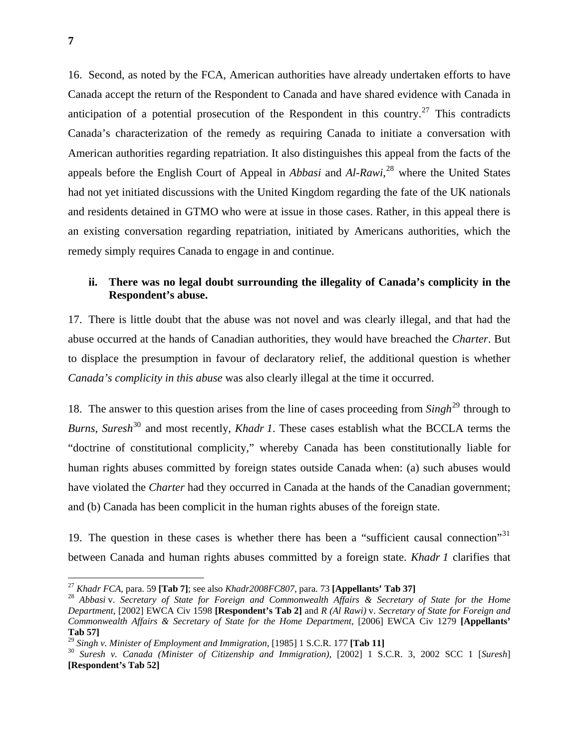16. Second, as noted by the FCA, American authorities have already undertaken efforts to have Canada accept the return of the Respondent to Canada and have shared evidence with Canada in anticipation of a potential prosecution of the Respondent in this country.[27] This contradicts Canada's characterization of the remedy as requiring Canada to initiate a conversation with American authorities regarding repatriation. It also distinguishes this appeal from the facts of the appeals before the English Court of Appeal in *Abbasi* and *Al-Rawi*,[28] where the United States had not yet initiated discussions with the United Kingdom regarding the fate of the UK nationals and residents detained in GTMO who were at issue in those cases. Rather, in this appeal there is an existing conversation regarding repatriation, initiated by Americans authorities, which the remedy simply requires Canada to engage in and continue.

### ii. There was no legal doubt surrounding the illegality of Canada's complicity in the Respondent's abuse.

17. There is little doubt that the abuse was not novel and was clearly illegal, and that had the abuse occurred at the hands of Canadian authorities, they would have breached the *Charter*. But to displace the presumption in favour of declaratory relief, the additional question is whether *Canada's complicity in this abuse* was also clearly illegal at the time it occurred.

18. The answer to this question arises from the line of cases proceeding from ***Singh***[29] through to *Burns*, *Suresh*[30] and most recently, *Khadr 1*. These cases establish what the BCCLA terms the "doctrine of constitutional complicity," whereby Canada has been constitutionally liable for human rights abuses committed by foreign states outside Canada when: (a) such abuses would have violated the *Charter* had they occurred in Canada at the hands of the Canadian government; and (b) Canada has been complicit in the human rights abuses of the foreign state.

19. The question in these cases is whether there has been a "sufficient causal connection"[31] between Canada and human rights abuses committed by a foreign state. *Khadr 1* clarifies that

---

[27] *Khadr FCA*, para. 59 **[Tab 7]**; see also *Khadr2008FC807*, para. 73 **[Appellants' Tab 37]**

[28] *Abbasi* v. *Secretary of State for Foreign and Commonwealth Affairs & Secretary of State for the Home Department*, [2002] EWCA Civ 1598 **[Respondent's Tab 2]** and *R (Al Rawi)* v. *Secretary of State for Foreign and Commonwealth Affairs & Secretary of State for the Home Department*, [2006] EWCA Civ 1279 **[Appellants' Tab 57]**

[29] *Singh v. Minister of Employment and Immigration*, [1985] 1 S.C.R. 177 **[Tab 11]**

[30] *Suresh v. Canada (Minister of Citizenship and Immigration)*, [2002] 1 S.C.R. 3, 2002 SCC 1 [*Suresh*] **[Respondent's Tab 52]**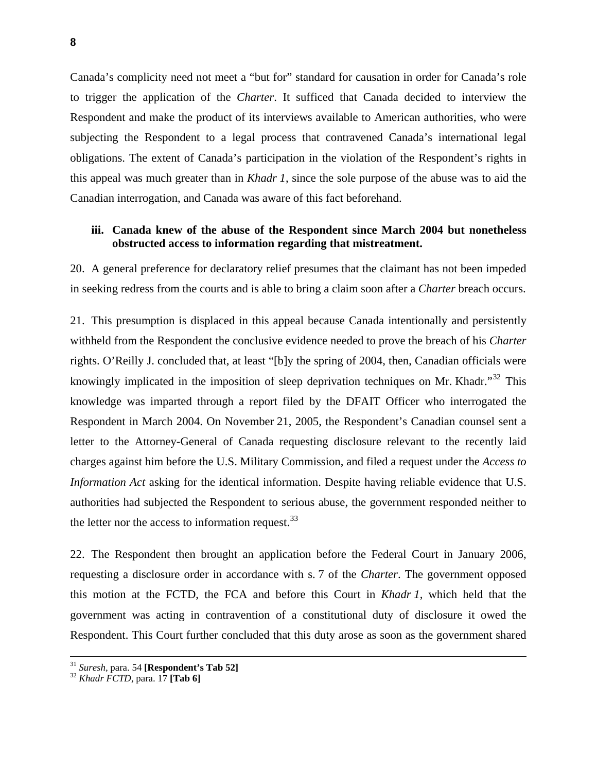Canada's complicity need not meet a "but for" standard for causation in order for Canada's role to trigger the application of the *Charter*. It sufficed that Canada decided to interview the Respondent and make the product of its interviews available to American authorities, who were subjecting the Respondent to a legal process that contravened Canada's international legal obligations. The extent of Canada's participation in the violation of the Respondent's rights in this appeal was much greater than in *Khadr 1*, since the sole purpose of the abuse was to aid the Canadian interrogation, and Canada was aware of this fact beforehand.

### iii. Canada knew of the abuse of the Respondent since March 2004 but nonetheless obstructed access to information regarding that mistreatment.

20. A general preference for declaratory relief presumes that the claimant has not been impeded in seeking redress from the courts and is able to bring a claim soon after a *Charter* breach occurs.

21. This presumption is displaced in this appeal because Canada intentionally and persistently withheld from the Respondent the conclusive evidence needed to prove the breach of his *Charter* rights. O'Reilly J. concluded that, at least "[b]y the spring of 2004, then, Canadian officials were knowingly implicated in the imposition of sleep deprivation techniques on Mr. Khadr."[32] This knowledge was imparted through a report filed by the DFAIT Officer who interrogated the Respondent in March 2004. On November 21, 2005, the Respondent's Canadian counsel sent a letter to the Attorney-General of Canada requesting disclosure relevant to the recently laid charges against him before the U.S. Military Commission, and filed a request under the *Access to Information Act* asking for the identical information. Despite having reliable evidence that U.S. authorities had subjected the Respondent to serious abuse, the government responded neither to the letter nor the access to information request.[33]

22. The Respondent then brought an application before the Federal Court in January 2006, requesting a disclosure order in accordance with s. 7 of the *Charter*. The government opposed this motion at the FCTD, the FCA and before this Court in *Khadr 1*, which held that the government was acting in contravention of a constitutional duty of disclosure it owed the Respondent. This Court further concluded that this duty arose as soon as the government shared

---

[31] *Suresh*, para. 54 **[Respondent's Tab 52]**

[32] *Khadr FCTD*, para. 17 **[Tab 6]**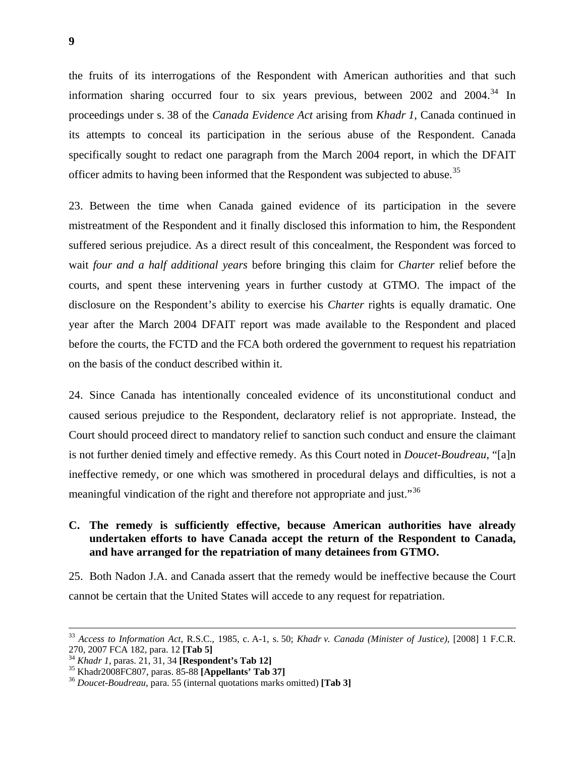the fruits of its interrogations of the Respondent with American authorities and that such information sharing occurred four to six years previous, between 2002 and 2004.[34] In proceedings under s. 38 of the *Canada Evidence Act* arising from *Khadr 1*, Canada continued in its attempts to conceal its participation in the serious abuse of the Respondent. Canada specifically sought to redact one paragraph from the March 2004 report, in which the DFAIT officer admits to having been informed that the Respondent was subjected to abuse.[35]

23. Between the time when Canada gained evidence of its participation in the severe mistreatment of the Respondent and it finally disclosed this information to him, the Respondent suffered serious prejudice. As a direct result of this concealment, the Respondent was forced to wait *four and a half additional years* before bringing this claim for *Charter* relief before the courts, and spent these intervening years in further custody at GTMO. The impact of the disclosure on the Respondent's ability to exercise his *Charter* rights is equally dramatic. One year after the March 2004 DFAIT report was made available to the Respondent and placed before the courts, the FCTD and the FCA both ordered the government to request his repatriation on the basis of the conduct described within it.

24. Since Canada has intentionally concealed evidence of its unconstitutional conduct and caused serious prejudice to the Respondent, declaratory relief is not appropriate. Instead, the Court should proceed direct to mandatory relief to sanction such conduct and ensure the claimant is not further denied timely and effective remedy. As this Court noted in *Doucet-Boudreau*, "[a]n ineffective remedy, or one which was smothered in procedural delays and difficulties, is not a meaningful vindication of the right and therefore not appropriate and just."[36]

### C. The remedy is sufficiently effective, because American authorities have already undertaken efforts to have Canada accept the return of the Respondent to Canada, and have arranged for the repatriation of many detainees from GTMO.

25. Both Nadon J.A. and Canada assert that the remedy would be ineffective because the Court cannot be certain that the United States will accede to any request for repatriation.

---

[33] *Access to Information Act*, R.S.C., 1985, c. A-1, s. 50; *Khadr v. Canada (Minister of Justice)*, [2008] 1 F.C.R. 270, 2007 FCA 182, para. 12 **[Tab 5]**

[34] *Khadr 1*, paras. 21, 31, 34 **[Respondent's Tab 12]**

[35] Khadr2008FC807, paras. 85-88 **[Appellants' Tab 37]**

[36] *Doucet-Boudreau*, para. 55 (internal quotations marks omitted) **[Tab 3]**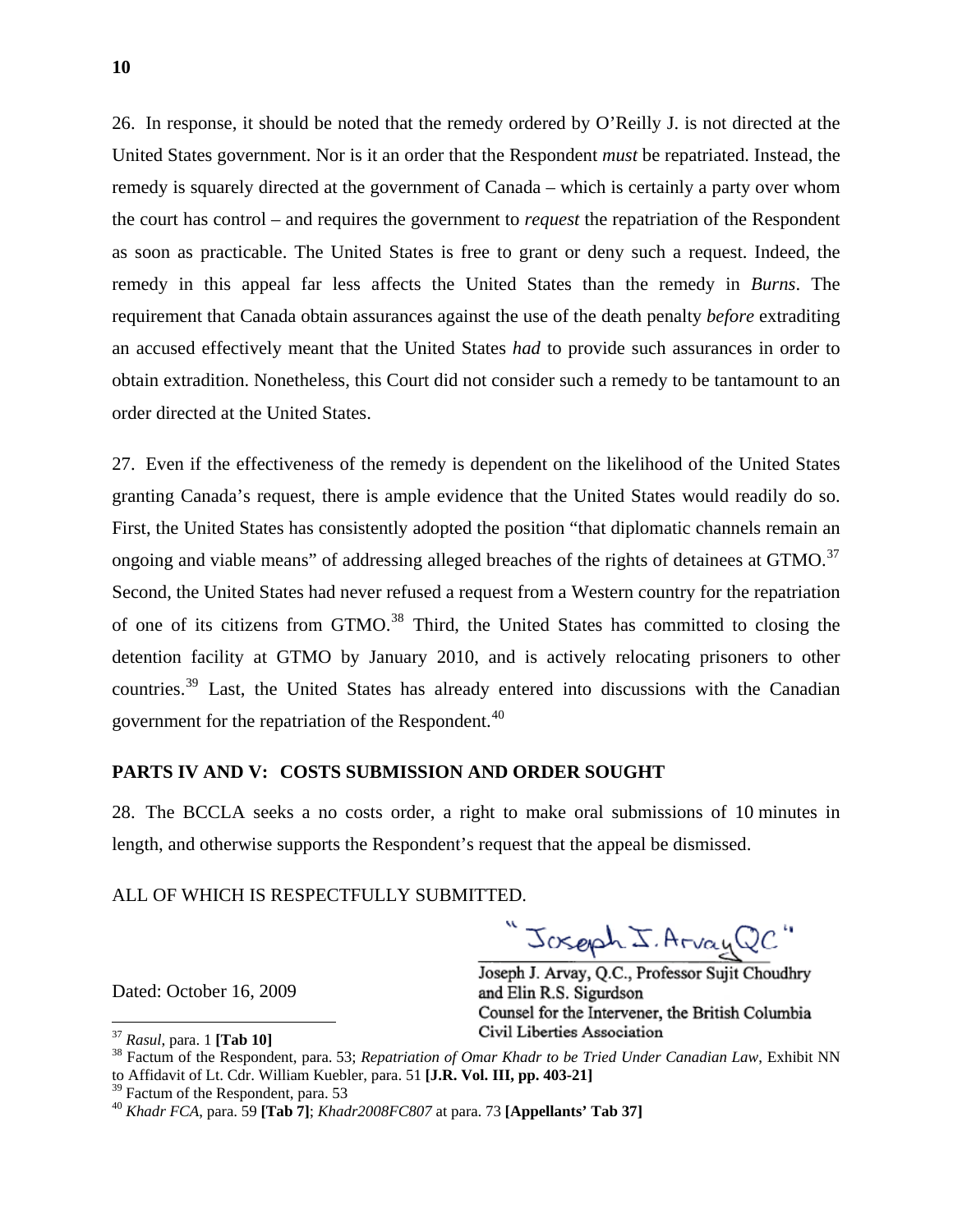26. In response, it should be noted that the remedy ordered by O'Reilly J. is not directed at the United States government. Nor is it an order that the Respondent *must* be repatriated. Instead, the remedy is squarely directed at the government of Canada – which is certainly a party over whom the court has control – and requires the government to *request* the repatriation of the Respondent as soon as practicable. The United States is free to grant or deny such a request. Indeed, the remedy in this appeal far less affects the United States than the remedy in *Burns*. The requirement that Canada obtain assurances against the use of the death penalty *before* extraditing an accused effectively meant that the United States *had* to provide such assurances in order to obtain extradition. Nonetheless, this Court did not consider such a remedy to be tantamount to an order directed at the United States.

27. Even if the effectiveness of the remedy is dependent on the likelihood of the United States granting Canada's request, there is ample evidence that the United States would readily do so. First, the United States has consistently adopted the position "that diplomatic channels remain an ongoing and viable means" of addressing alleged breaches of the rights of detainees at GTMO.[37] Second, the United States had never refused a request from a Western country for the repatriation of one of its citizens from GTMO.[38] Third, the United States has committed to closing the detention facility at GTMO by January 2010, and is actively relocating prisoners to other countries.[39] Last, the United States has already entered into discussions with the Canadian government for the repatriation of the Respondent.[40]

## PARTS IV AND V: COSTS SUBMISSION AND ORDER SOUGHT

28. The BCCLA seeks a no costs order, a right to make oral submissions of 10 minutes in length, and otherwise supports the Respondent's request that the appeal be dismissed.

ALL OF WHICH IS RESPECTFULLY SUBMITTED.

"Joseph J. Arvay QC"

Joseph J. Arvay, Q.C., Professor Sujit Choudhry and Elin R.S. Sigurdson
Counsel for the Intervener, the British Columbia Civil Liberties Association

Dated: October 16, 2009

---

[37] *Rasul*, para. 1 **[Tab 10]**

[38] Factum of the Respondent, para. 53; *Repatriation of Omar Khadr to be Tried Under Canadian Law*, Exhibit NN to Affidavit of Lt. Cdr. William Kuebler, para. 51 **[J.R. Vol. III, pp. 403-21]**

[39] Factum of the Respondent, para. 53

[40] *Khadr FCA*, para. 59 **[Tab 7]**; *Khadr2008FC807* at para. 73 **[Appellants' Tab 37]**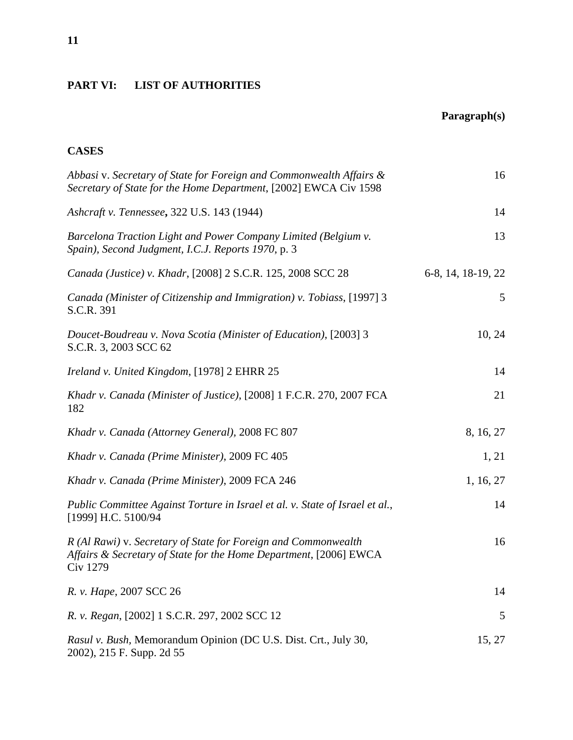## PART VI: LIST OF AUTHORITIES

| | Paragraph(s) |
|---|---|
| **CASES** | |
| *Abbasi* v. *Secretary of State for Foreign and Commonwealth Affairs & Secretary of State for the Home Department*, [2002] EWCA Civ 1598 | 16 |
| *Ashcraft v. Tennessee***,** 322 U.S. 143 (1944) | 14 |
| *Barcelona Traction Light and Power Company Limited (Belgium v. Spain), Second Judgment, I.C.J. Reports 1970*, p. 3 | 13 |
| *Canada (Justice) v. Khadr*, [2008] 2 S.C.R. 125, 2008 SCC 28 | 6-8, 14, 18-19, 22 |
| *Canada (Minister of Citizenship and Immigration) v. Tobiass*, [1997] 3 S.C.R. 391 | 5 |
| *Doucet-Boudreau v. Nova Scotia (Minister of Education)*, [2003] 3 S.C.R. 3, 2003 SCC 62 | 10, 24 |
| *Ireland v. United Kingdom*, [1978] 2 EHRR 25 | 14 |
| *Khadr v. Canada (Minister of Justice)*, [2008] 1 F.C.R. 270, 2007 FCA 182 | 21 |
| *Khadr v. Canada (Attorney General)*, 2008 FC 807 | 8, 16, 27 |
| *Khadr v. Canada (Prime Minister)*, 2009 FC 405 | 1, 21 |
| *Khadr v. Canada (Prime Minister)*, 2009 FCA 246 | 1, 16, 27 |
| *Public Committee Against Torture in Israel et al. v. State of Israel et al.*, [1999] H.C. 5100/94 | 14 |
| *R (Al Rawi)* v. *Secretary of State for Foreign and Commonwealth Affairs & Secretary of State for the Home Department*, [2006] EWCA Civ 1279 | 16 |
| *R. v. Hape*, 2007 SCC 26 | 14 |
| *R. v. Regan*, [2002] 1 S.C.R. 297, 2002 SCC 12 | 5 |
| *Rasul v. Bush*, Memorandum Opinion (DC U.S. Dist. Crt., July 30, 2002), 215 F. Supp. 2d 55 | 15, 27 |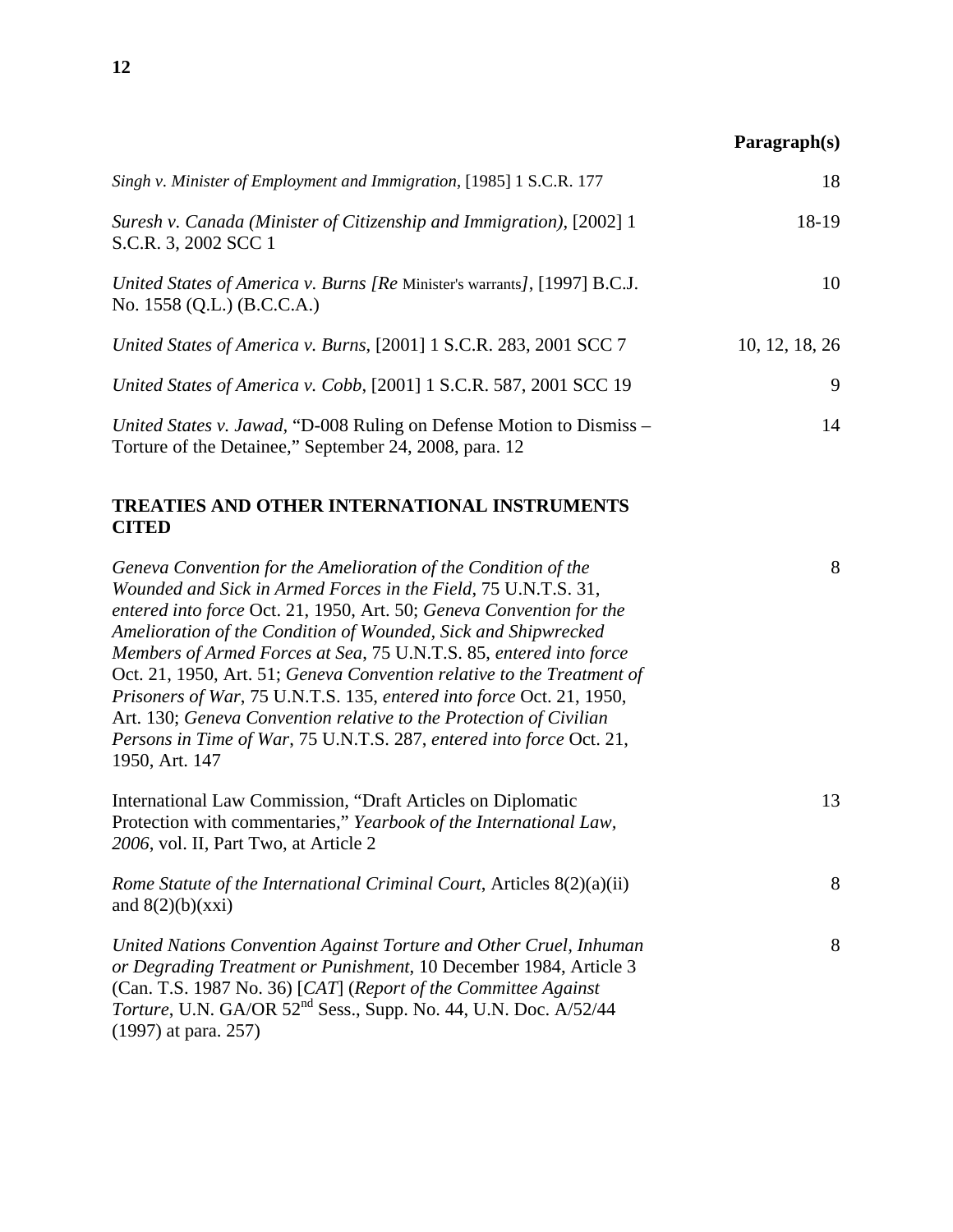| | Paragraph(s) |
|---|---|
| *Singh v. Minister of Employment and Immigration*, [1985] 1 S.C.R. 177 | 18 |
| *Suresh v. Canada (Minister of Citizenship and Immigration)*, [2002] 1 S.C.R. 3, 2002 SCC 1 | 18-19 |
| *United States of America v. Burns [Re* Minister's warrants*]*, [1997] B.C.J. No. 1558 (Q.L.) (B.C.C.A.) | 10 |
| *United States of America v. Burns*, [2001] 1 S.C.R. 283, 2001 SCC 7 | 10, 12, 18, 26 |
| *United States of America v. Cobb*, [2001] 1 S.C.R. 587, 2001 SCC 19 | 9 |
| *United States v. Jawad*, "D-008 Ruling on Defense Motion to Dismiss – Torture of the Detainee," September 24, 2008, para. 12 | 14 |

## TREATIES AND OTHER INTERNATIONAL INSTRUMENTS CITED

| | |
|---|---|
| *Geneva Convention for the Amelioration of the Condition of the Wounded and Sick in Armed Forces in the Field*, 75 U.N.T.S. 31, *entered into force* Oct. 21, 1950, Art. 50; *Geneva Convention for the Amelioration of the Condition of Wounded, Sick and Shipwrecked Members of Armed Forces at Sea*, 75 U.N.T.S. 85, *entered into force* Oct. 21, 1950, Art. 51; *Geneva Convention relative to the Treatment of Prisoners of War*, 75 U.N.T.S. 135, *entered into force* Oct. 21, 1950, Art. 130; *Geneva Convention relative to the Protection of Civilian Persons in Time of War*, 75 U.N.T.S. 287, *entered into force* Oct. 21, 1950, Art. 147 | 8 |
| International Law Commission, "Draft Articles on Diplomatic Protection with commentaries," *Yearbook of the International Law, 2006*, vol. II, Part Two, at Article 2 | 13 |
| *Rome Statute of the International Criminal Court*, Articles 8(2)(a)(ii) and 8(2)(b)(xxi) | 8 |
| *United Nations Convention Against Torture and Other Cruel, Inhuman or Degrading Treatment or Punishment*, 10 December 1984, Article 3 (Can. T.S. 1987 No. 36) [*CAT*] (*Report of the Committee Against Torture*, U.N. GA/OR 52nd Sess., Supp. No. 44, U.N. Doc. A/52/44 (1997) at para. 257) | 8 |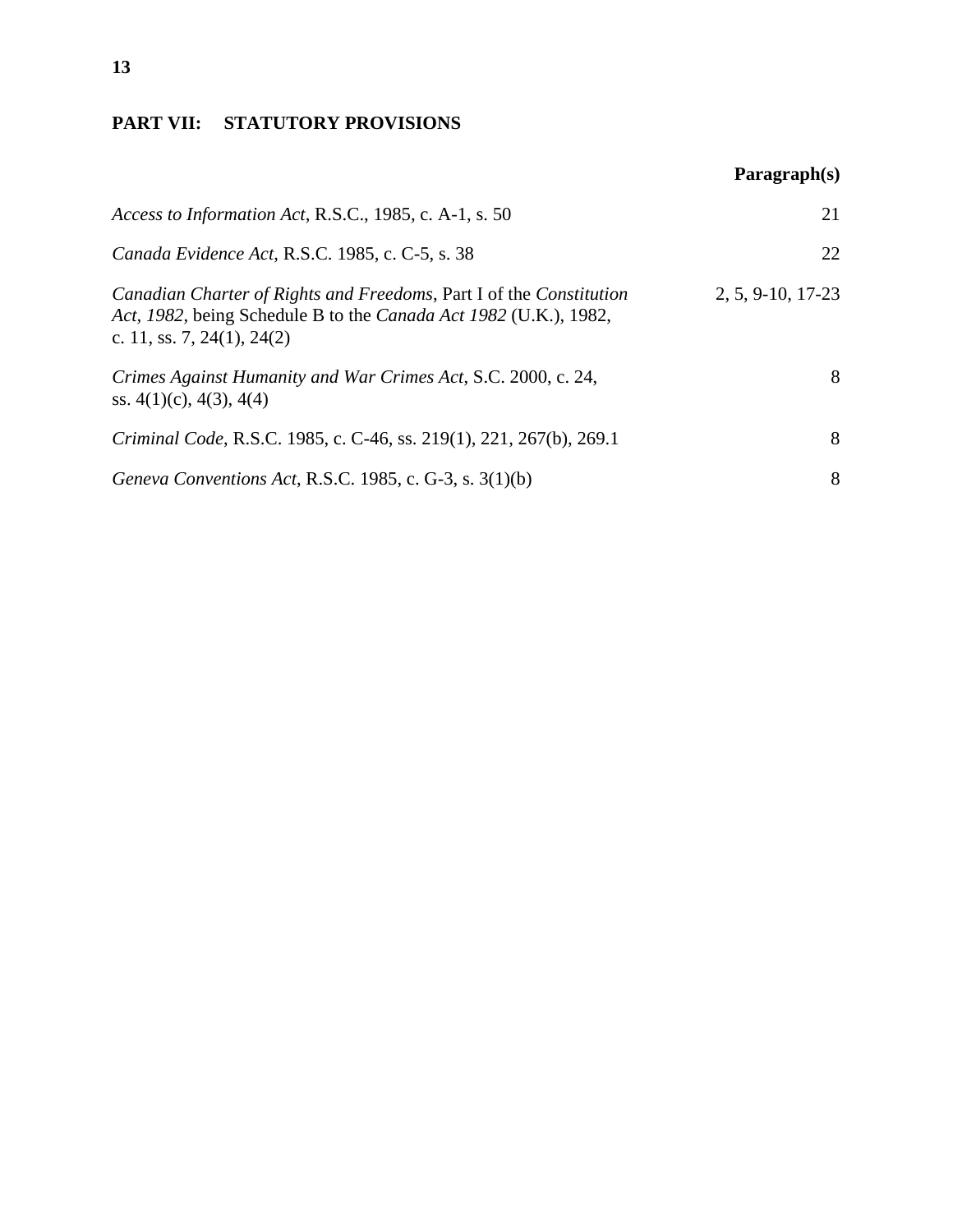## PART VII: STATUTORY PROVISIONS

| | Paragraph(s) |
|---|---|
| *Access to Information Act*, R.S.C., 1985, c. A-1, s. 50 | 21 |
| *Canada Evidence Act*, R.S.C. 1985, c. C-5, s. 38 | 22 |
| *Canadian Charter of Rights and Freedoms*, Part I of the *Constitution Act, 1982*, being Schedule B to the *Canada Act 1982* (U.K.), 1982, c. 11, ss. 7, 24(1), 24(2) | 2, 5, 9-10, 17-23 |
| *Crimes Against Humanity and War Crimes Act*, S.C. 2000, c. 24, ss. 4(1)(c), 4(3), 4(4) | 8 |
| *Criminal Code*, R.S.C. 1985, c. C-46, ss. 219(1), 221, 267(b), 269.1 | 8 |
| *Geneva Conventions Act*, R.S.C. 1985, c. G-3, s. 3(1)(b) | 8 |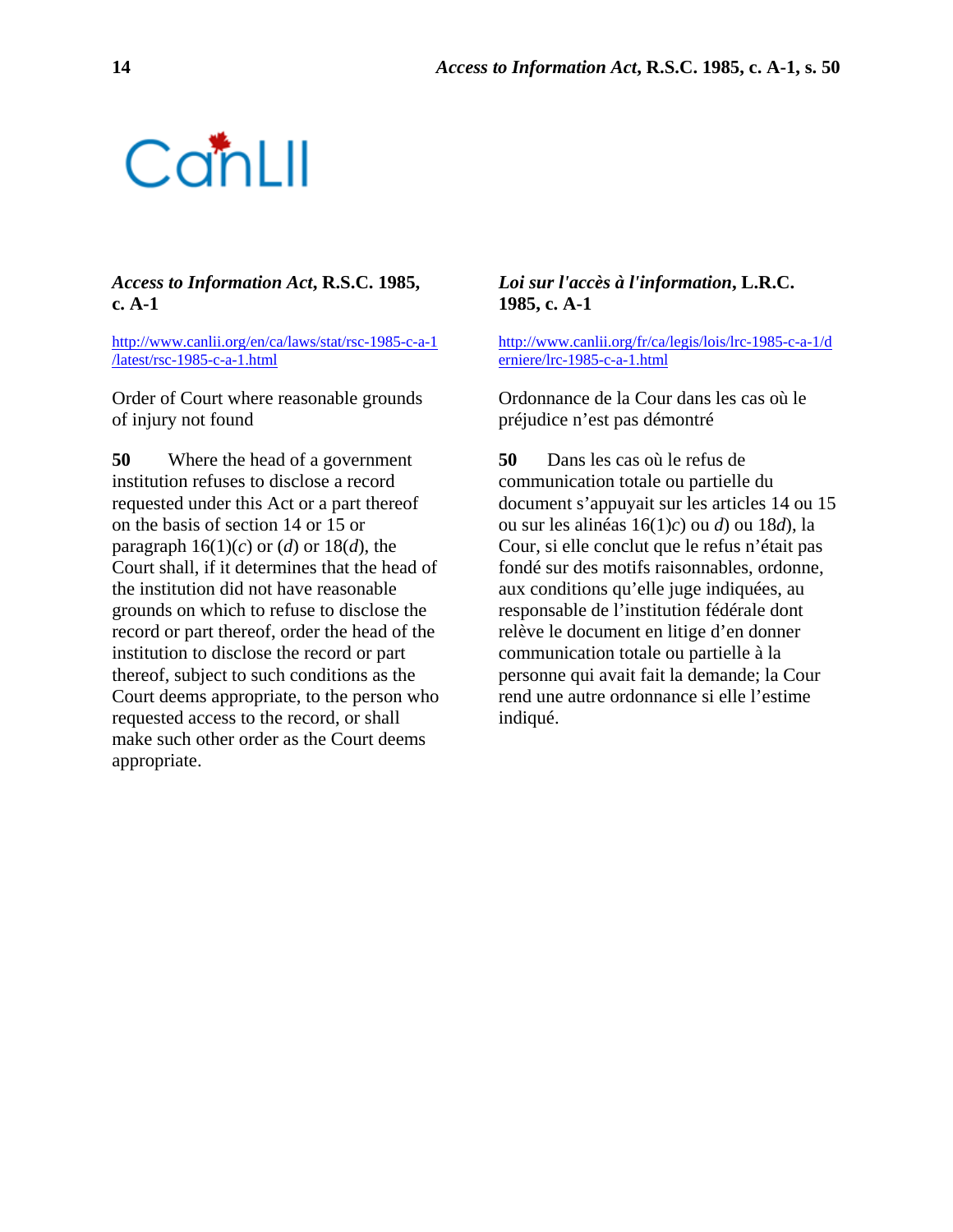***Access to Information Act*, R.S.C. 1985, c. A-1**

http://www.canlii.org/en/ca/laws/stat/rsc-1985-c-a-1/latest/rsc-1985-c-a-1.html

Order of Court where reasonable grounds of injury not found

**50** Where the head of a government institution refuses to disclose a record requested under this Act or a part thereof on the basis of section 14 or 15 or paragraph 16(1)(*c*) or (*d*) or 18(*d*), the Court shall, if it determines that the head of the institution did not have reasonable grounds on which to refuse to disclose the record or part thereof, order the head of the institution to disclose the record or part thereof, subject to such conditions as the Court deems appropriate, to the person who requested access to the record, or shall make such other order as the Court deems appropriate.

***Loi sur l'accès à l'information*, L.R.C. 1985, c. A-1**

http://www.canlii.org/fr/ca/legis/lois/lrc-1985-c-a-1/derniere/lrc-1985-c-a-1.html

Ordonnance de la Cour dans les cas où le préjudice n'est pas démontré

**50** Dans les cas où le refus de communication totale ou partielle du document s'appuyait sur les articles 14 ou 15 ou sur les alinéas 16(1)*c*) ou *d*) ou 18*d*), la Cour, si elle conclut que le refus n'était pas fondé sur des motifs raisonnables, ordonne, aux conditions qu'elle juge indiquées, au responsable de l'institution fédérale dont relève le document en litige d'en donner communication totale ou partielle à la personne qui avait fait la demande; la Cour rend une autre ordonnance si elle l'estime indiqué.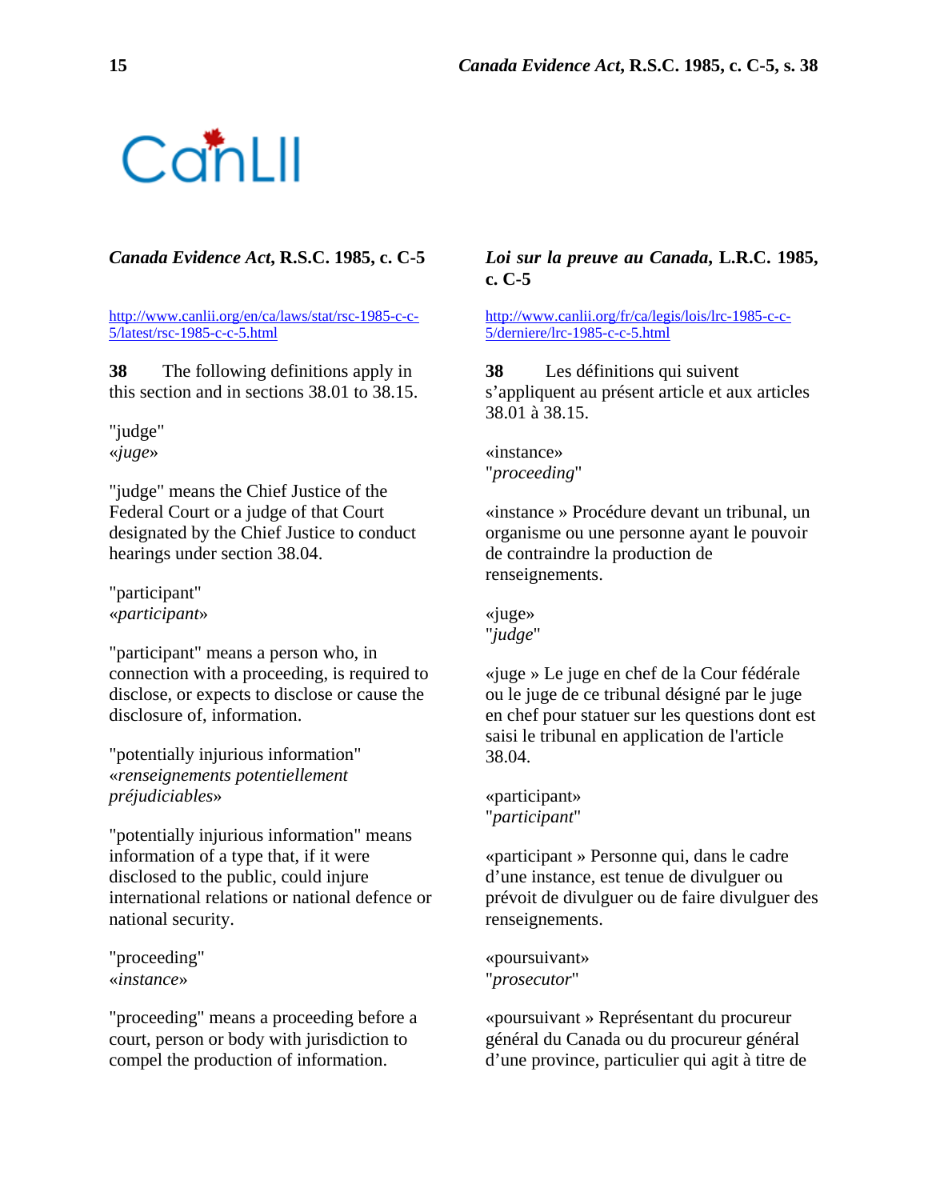### *Canada Evidence Act*, R.S.C. 1985, c. C-5

http://www.canlii.org/en/ca/laws/stat/rsc-1985-c-c-5/latest/rsc-1985-c-c-5.html

**38** The following definitions apply in this section and in sections 38.01 to 38.15.

"judge"
«*juge*»

"judge" means the Chief Justice of the Federal Court or a judge of that Court designated by the Chief Justice to conduct hearings under section 38.04.

"participant"
«*participant*»

"participant" means a person who, in connection with a proceeding, is required to disclose, or expects to disclose or cause the disclosure of, information.

"potentially injurious information"
«*renseignements potentiellement préjudiciables*»

"potentially injurious information" means information of a type that, if it were disclosed to the public, could injure international relations or national defence or national security.

"proceeding"
«*instance*»

"proceeding" means a proceeding before a court, person or body with jurisdiction to compel the production of information.

### *Loi sur la preuve au Canada*, L.R.C. 1985, c. C-5

http://www.canlii.org/fr/ca/legis/lois/lrc-1985-c-c-5/derniere/lrc-1985-c-c-5.html

**38** Les définitions qui suivent s'appliquent au présent article et aux articles 38.01 à 38.15.

«instance»
"*proceeding*"

«instance » Procédure devant un tribunal, un organisme ou une personne ayant le pouvoir de contraindre la production de renseignements.

«juge»
"*judge*"

«juge » Le juge en chef de la Cour fédérale ou le juge de ce tribunal désigné par le juge en chef pour statuer sur les questions dont est saisi le tribunal en application de l'article 38.04.

«participant»
"*participant*"

«participant » Personne qui, dans le cadre d'une instance, est tenue de divulguer ou prévoit de divulguer ou de faire divulguer des renseignements.

«poursuivant»
"*prosecutor*"

«poursuivant » Représentant du procureur général du Canada ou du procureur général d'une province, particulier qui agit à titre de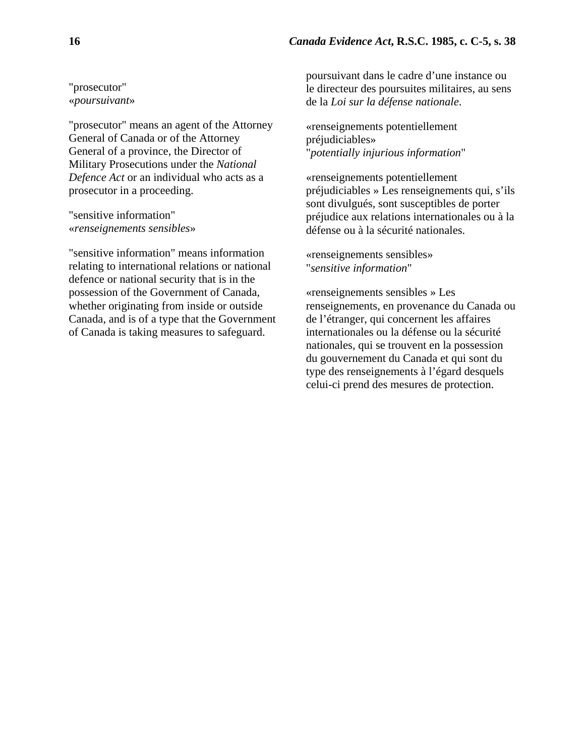"prosecutor"
«*poursuivant*»

"prosecutor" means an agent of the Attorney General of Canada or of the Attorney General of a province, the Director of Military Prosecutions under the *National Defence Act* or an individual who acts as a prosecutor in a proceeding.

"sensitive information"
«*renseignements sensibles*»

"sensitive information" means information relating to international relations or national defence or national security that is in the possession of the Government of Canada, whether originating from inside or outside Canada, and is of a type that the Government of Canada is taking measures to safeguard.

poursuivant dans le cadre d'une instance ou le directeur des poursuites militaires, au sens de la *Loi sur la défense nationale*.

«renseignements potentiellement préjudiciables»
"*potentially injurious information*"

«renseignements potentiellement préjudiciables » Les renseignements qui, s'ils sont divulgués, sont susceptibles de porter préjudice aux relations internationales ou à la défense ou à la sécurité nationales.

«renseignements sensibles»
"*sensitive information*"

«renseignements sensibles » Les renseignements, en provenance du Canada ou de l'étranger, qui concernent les affaires internationales ou la défense ou la sécurité nationales, qui se trouvent en la possession du gouvernement du Canada et qui sont du type des renseignements à l'égard desquels celui-ci prend des mesures de protection.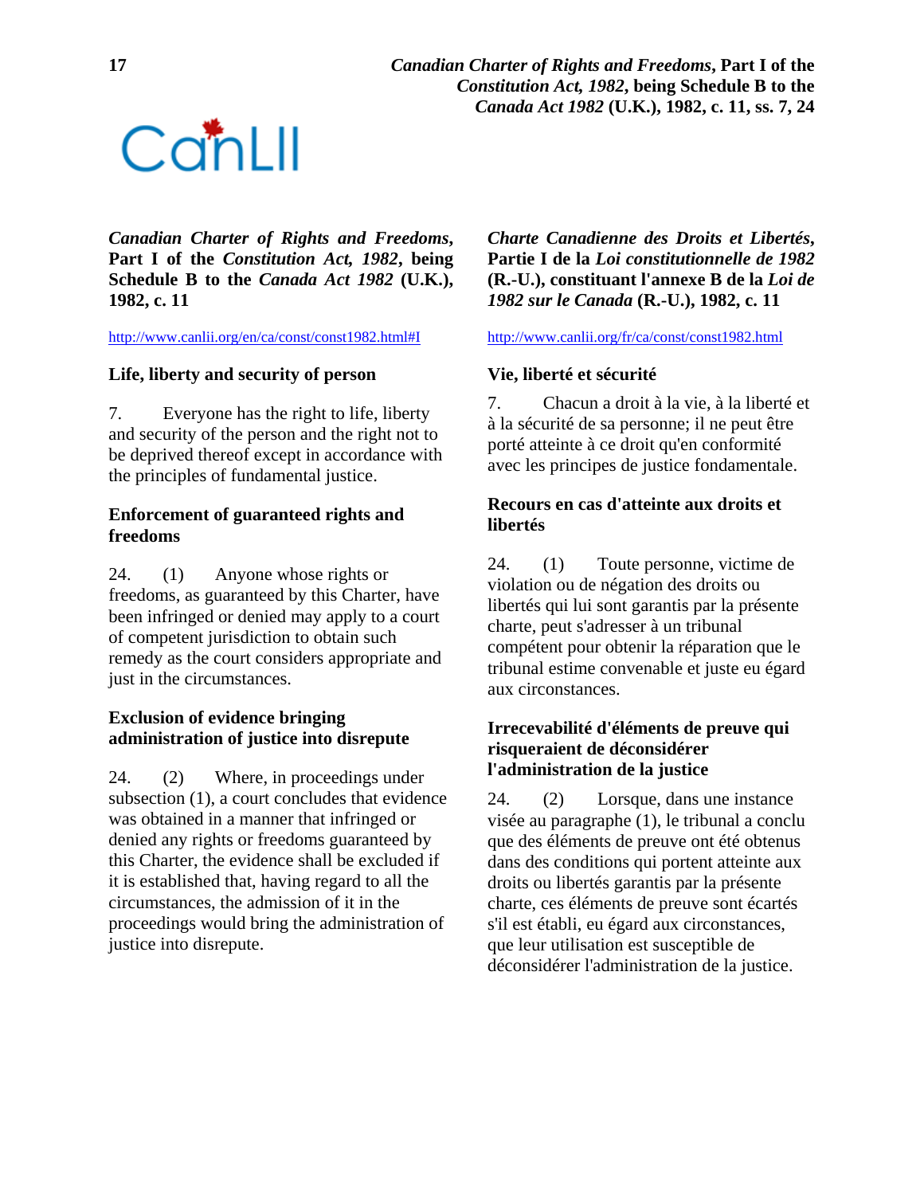***Canadian Charter of Rights and Freedoms*, Part I of the *Constitution Act, 1982*, being Schedule B to the *Canada Act 1982* (U.K.), 1982, c. 11**

http://www.canlii.org/en/ca/const/const1982.html#I

**Life, liberty and security of person**

7. Everyone has the right to life, liberty and security of the person and the right not to be deprived thereof except in accordance with the principles of fundamental justice.

**Enforcement of guaranteed rights and freedoms**

24. (1) Anyone whose rights or freedoms, as guaranteed by this Charter, have been infringed or denied may apply to a court of competent jurisdiction to obtain such remedy as the court considers appropriate and just in the circumstances.

**Exclusion of evidence bringing administration of justice into disrepute**

24. (2) Where, in proceedings under subsection (1), a court concludes that evidence was obtained in a manner that infringed or denied any rights or freedoms guaranteed by this Charter, the evidence shall be excluded if it is established that, having regard to all the circumstances, the admission of it in the proceedings would bring the administration of justice into disrepute.

***Charte Canadienne des Droits et Libertés*, Partie I de la *Loi constitutionnelle de 1982* (R.-U.), constituant l'annexe B de la *Loi de 1982 sur le Canada* (R.-U.), 1982, c. 11**

http://www.canlii.org/fr/ca/const/const1982.html

**Vie, liberté et sécurité**

7. Chacun a droit à la vie, à la liberté et à la sécurité de sa personne; il ne peut être porté atteinte à ce droit qu'en conformité avec les principes de justice fondamentale.

**Recours en cas d'atteinte aux droits et libertés**

24. (1) Toute personne, victime de violation ou de négation des droits ou libertés qui lui sont garantis par la présente charte, peut s'adresser à un tribunal compétent pour obtenir la réparation que le tribunal estime convenable et juste eu égard aux circonstances.

**Irrecevabilité d'éléments de preuve qui risqueraient de déconsidérer l'administration de la justice**

24. (2) Lorsque, dans une instance visée au paragraphe (1), le tribunal a conclu que des éléments de preuve ont été obtenus dans des conditions qui portent atteinte aux droits ou libertés garantis par la présente charte, ces éléments de preuve sont écartés s'il est établi, eu égard aux circonstances, que leur utilisation est susceptible de déconsidérer l'administration de la justice.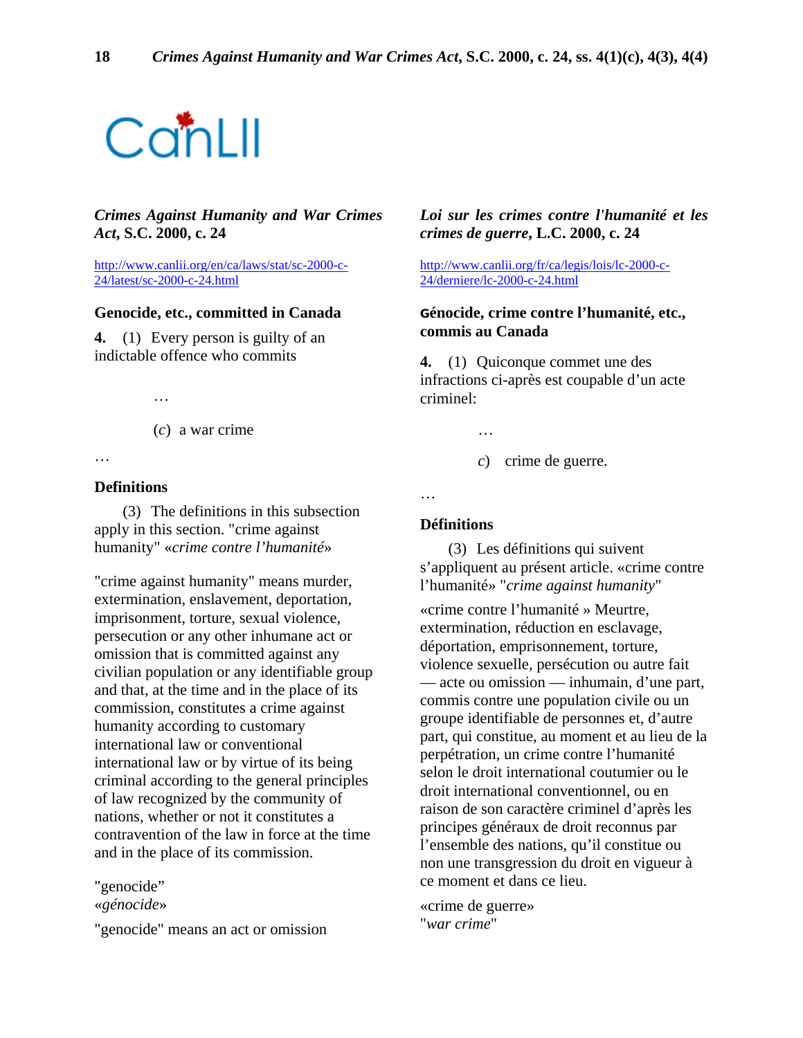CanLII

*Crimes Against Humanity and War Crimes Act*, S.C. 2000, c. 24

http://www.canlii.org/en/ca/laws/stat/sc-2000-c-24/latest/sc-2000-c-24.html

**Genocide, etc., committed in Canada**

**4.** (1) Every person is guilty of an indictable offence who commits

…

(*c*) a war crime

…

**Definitions**

(3) The definitions in this subsection apply in this section. "crime against humanity" «*crime contre l'humanité*»

"crime against humanity" means murder, extermination, enslavement, deportation, imprisonment, torture, sexual violence, persecution or any other inhumane act or omission that is committed against any civilian population or any identifiable group and that, at the time and in the place of its commission, constitutes a crime against humanity according to customary international law or conventional international law or by virtue of its being criminal according to the general principles of law recognized by the community of nations, whether or not it constitutes a contravention of the law in force at the time and in the place of its commission.

"genocide" «*génocide*»

"genocide" means an act or omission

*Loi sur les crimes contre l'humanité et les crimes de guerre*, L.C. 2000, c. 24

http://www.canlii.org/fr/ca/legis/lois/lc-2000-c-24/derniere/lc-2000-c-24.html

**Génocide, crime contre l'humanité, etc., commis au Canada**

**4.** (1) Quiconque commet une des infractions ci-après est coupable d'un acte criminel:

…

*c*) crime de guerre.

…

**Définitions**

(3) Les définitions qui suivent s'appliquent au présent article. «crime contre l'humanité» "*crime against humanity*"

«crime contre l'humanité » Meurtre, extermination, réduction en esclavage, déportation, emprisonnement, torture, violence sexuelle, persécution ou autre fait — acte ou omission — inhumain, d'une part, commis contre une population civile ou un groupe identifiable de personnes et, d'autre part, qui constitue, au moment et au lieu de la perpétration, un crime contre l'humanité selon le droit international coutumier ou le droit international conventionnel, ou en raison de son caractère criminel d'après les principes généraux de droit reconnus par l'ensemble des nations, qu'il constitue ou non une transgression du droit en vigueur à ce moment et dans ce lieu.

«crime de guerre» "*war crime*"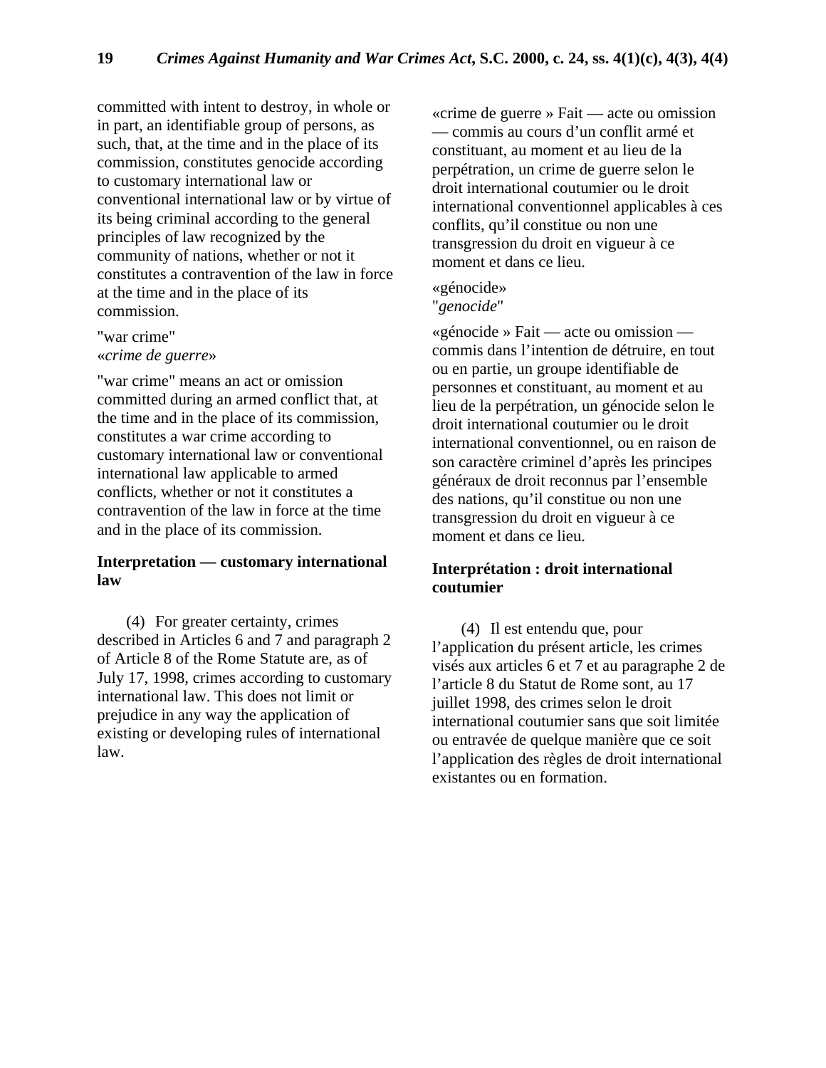committed with intent to destroy, in whole or in part, an identifiable group of persons, as such, that, at the time and in the place of its commission, constitutes genocide according to customary international law or conventional international law or by virtue of its being criminal according to the general principles of law recognized by the community of nations, whether or not it constitutes a contravention of the law in force at the time and in the place of its commission.

"war crime"
«*crime de guerre*»

"war crime" means an act or omission committed during an armed conflict that, at the time and in the place of its commission, constitutes a war crime according to customary international law or conventional international law applicable to armed conflicts, whether or not it constitutes a contravention of the law in force at the time and in the place of its commission.

**Interpretation — customary international law**

(4) For greater certainty, crimes described in Articles 6 and 7 and paragraph 2 of Article 8 of the Rome Statute are, as of July 17, 1998, crimes according to customary international law. This does not limit or prejudice in any way the application of existing or developing rules of international law.

«crime de guerre » Fait — acte ou omission — commis au cours d'un conflit armé et constituant, au moment et au lieu de la perpétration, un crime de guerre selon le droit international coutumier ou le droit international conventionnel applicables à ces conflits, qu'il constitue ou non une transgression du droit en vigueur à ce moment et dans ce lieu.

«génocide»
"*genocide*"

«génocide » Fait — acte ou omission — commis dans l'intention de détruire, en tout ou en partie, un groupe identifiable de personnes et constituant, au moment et au lieu de la perpétration, un génocide selon le droit international coutumier ou le droit international conventionnel, ou en raison de son caractère criminel d'après les principes généraux de droit reconnus par l'ensemble des nations, qu'il constitue ou non une transgression du droit en vigueur à ce moment et dans ce lieu.

**Interprétation : droit international coutumier**

(4) Il est entendu que, pour l'application du présent article, les crimes visés aux articles 6 et 7 et au paragraphe 2 de l'article 8 du Statut de Rome sont, au 17 juillet 1998, des crimes selon le droit international coutumier sans que soit limitée ou entravée de quelque manière que ce soit l'application des règles de droit international existantes ou en formation.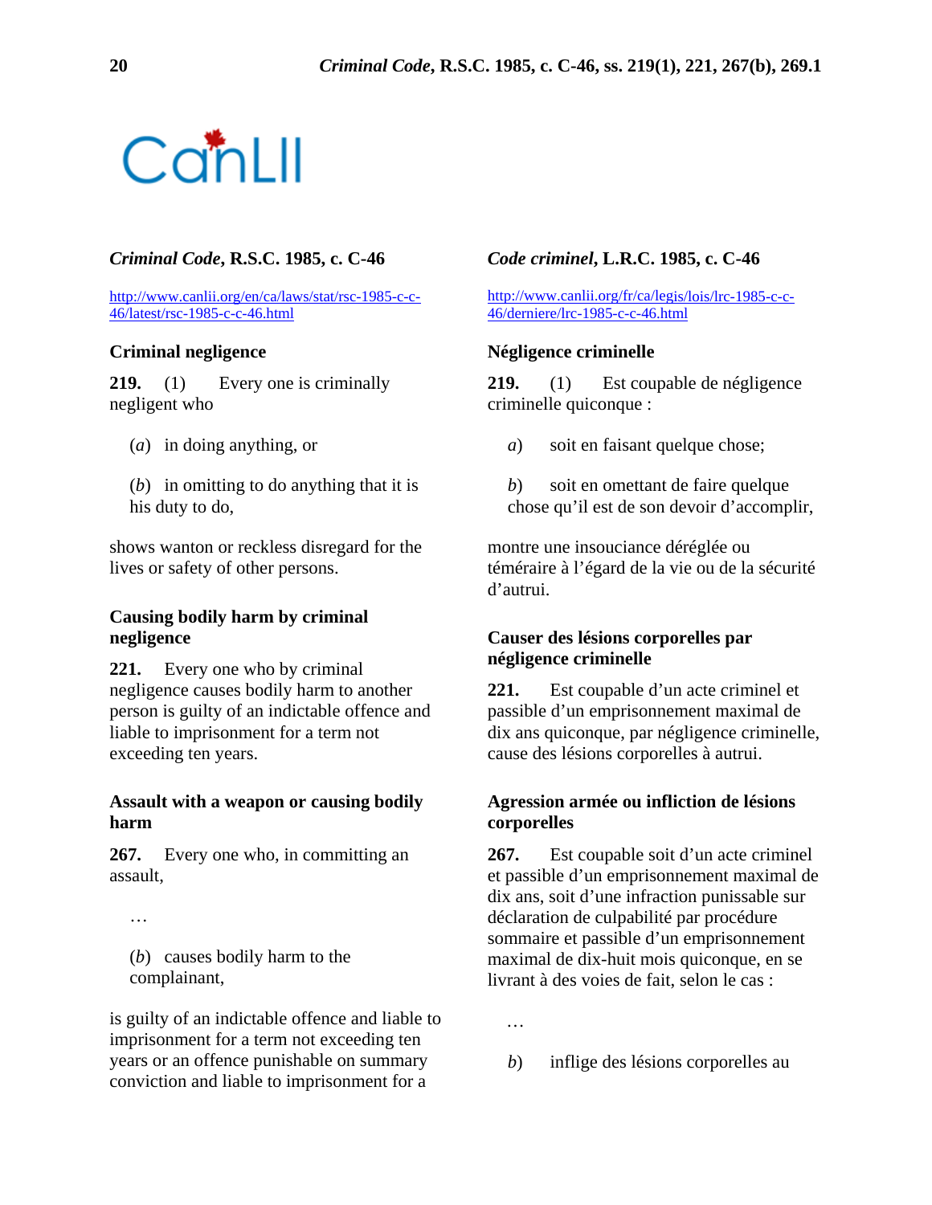CanLII

## *Criminal Code*, R.S.C. 1985, c. C-46

http://www.canlii.org/en/ca/laws/stat/rsc-1985-c-c-46/latest/rsc-1985-c-c-46.html

### Criminal negligence

**219.** (1) Every one is criminally negligent who

(*a*) in doing anything, or

(*b*) in omitting to do anything that it is his duty to do,

shows wanton or reckless disregard for the lives or safety of other persons.

### Causing bodily harm by criminal negligence

**221.** Every one who by criminal negligence causes bodily harm to another person is guilty of an indictable offence and liable to imprisonment for a term not exceeding ten years.

### Assault with a weapon or causing bodily harm

**267.** Every one who, in committing an assault,

…

(*b*) causes bodily harm to the complainant,

is guilty of an indictable offence and liable to imprisonment for a term not exceeding ten years or an offence punishable on summary conviction and liable to imprisonment for a

## *Code criminel*, L.R.C. 1985, c. C-46

http://www.canlii.org/fr/ca/legis/lois/lrc-1985-c-c-46/derniere/lrc-1985-c-c-46.html

### Négligence criminelle

**219.** (1) Est coupable de négligence criminelle quiconque :

*a*) soit en faisant quelque chose;

*b*) soit en omettant de faire quelque chose qu'il est de son devoir d'accomplir,

montre une insouciance déréglée ou téméraire à l'égard de la vie ou de la sécurité d'autrui.

### Causer des lésions corporelles par négligence criminelle

**221.** Est coupable d'un acte criminel et passible d'un emprisonnement maximal de dix ans quiconque, par négligence criminelle, cause des lésions corporelles à autrui.

### Agression armée ou infliction de lésions corporelles

**267.** Est coupable soit d'un acte criminel et passible d'un emprisonnement maximal de dix ans, soit d'une infraction punissable sur déclaration de culpabilité par procédure sommaire et passible d'un emprisonnement maximal de dix-huit mois quiconque, en se livrant à des voies de fait, selon le cas :

…

*b*) inflige des lésions corporelles au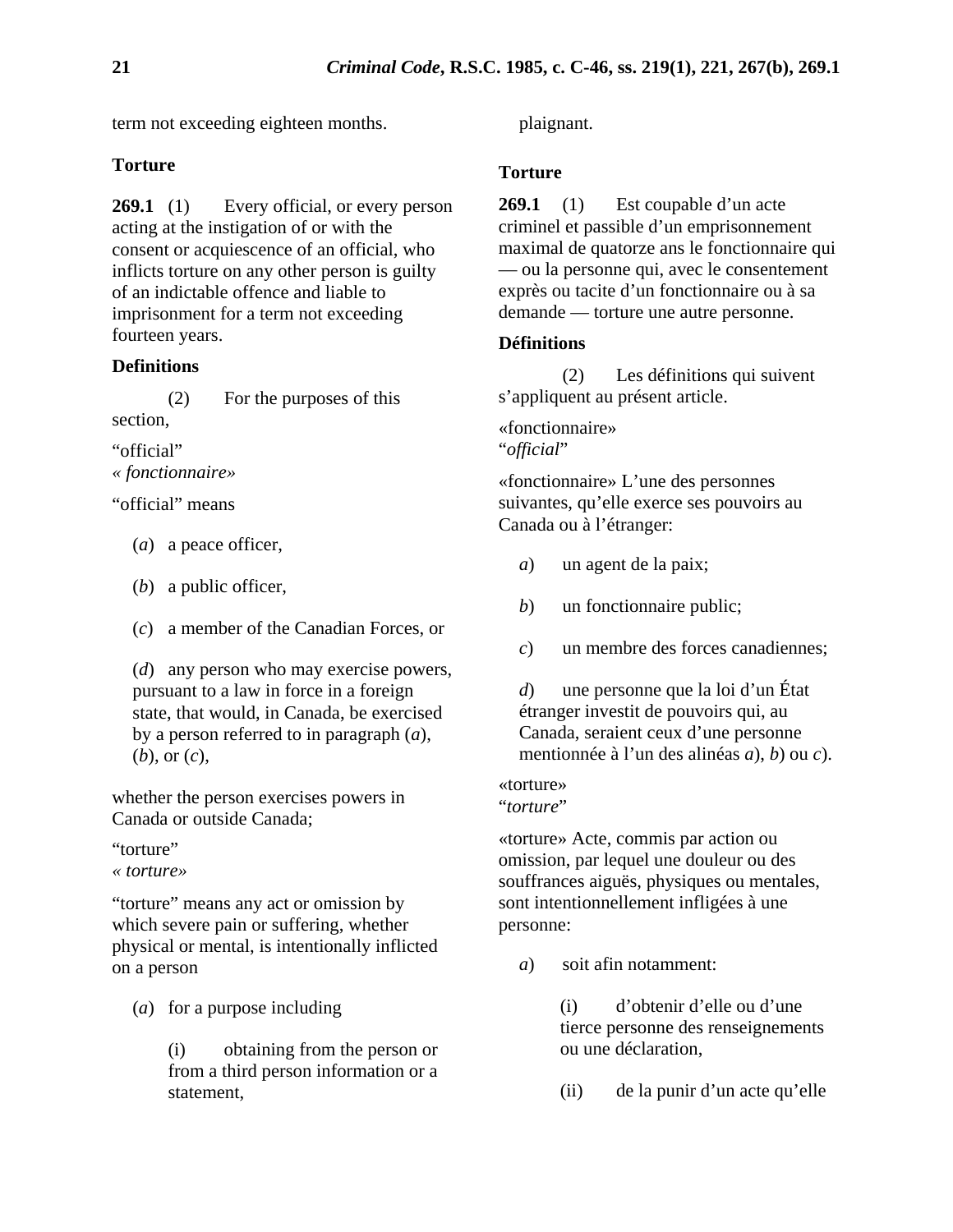term not exceeding eighteen months.

### Torture

**269.1** (1) Every official, or every person acting at the instigation of or with the consent or acquiescence of an official, who inflicts torture on any other person is guilty of an indictable offence and liable to imprisonment for a term not exceeding fourteen years.

**Definitions**

(2) For the purposes of this section,

"official"
*« fonctionnaire»*

"official" means

(*a*) a peace officer,

(*b*) a public officer,

(*c*) a member of the Canadian Forces, or

(*d*) any person who may exercise powers, pursuant to a law in force in a foreign state, that would, in Canada, be exercised by a person referred to in paragraph (*a*), (*b*), or (*c*),

whether the person exercises powers in Canada or outside Canada;

"torture"
*« torture»*

"torture" means any act or omission by which severe pain or suffering, whether physical or mental, is intentionally inflicted on a person

(*a*) for a purpose including

(i) obtaining from the person or from a third person information or a statement,

plaignant.

### Torture

**269.1** (1) Est coupable d'un acte criminel et passible d'un emprisonnement maximal de quatorze ans le fonctionnaire qui — ou la personne qui, avec le consentement exprès ou tacite d'un fonctionnaire ou à sa demande — torture une autre personne.

**Définitions**

(2) Les définitions qui suivent s'appliquent au présent article.

«fonctionnaire»
"*official*"

«fonctionnaire» L'une des personnes suivantes, qu'elle exerce ses pouvoirs au Canada ou à l'étranger:

*a*) un agent de la paix;

*b*) un fonctionnaire public;

*c*) un membre des forces canadiennes;

*d*) une personne que la loi d'un État étranger investit de pouvoirs qui, au Canada, seraient ceux d'une personne mentionnée à l'un des alinéas *a*), *b*) ou *c*).

«torture»
"*torture*"

«torture» Acte, commis par action ou omission, par lequel une douleur ou des souffrances aiguës, physiques ou mentales, sont intentionnellement infligées à une personne:

*a*) soit afin notamment:

(i) d'obtenir d'elle ou d'une tierce personne des renseignements ou une déclaration,

(ii) de la punir d'un acte qu'elle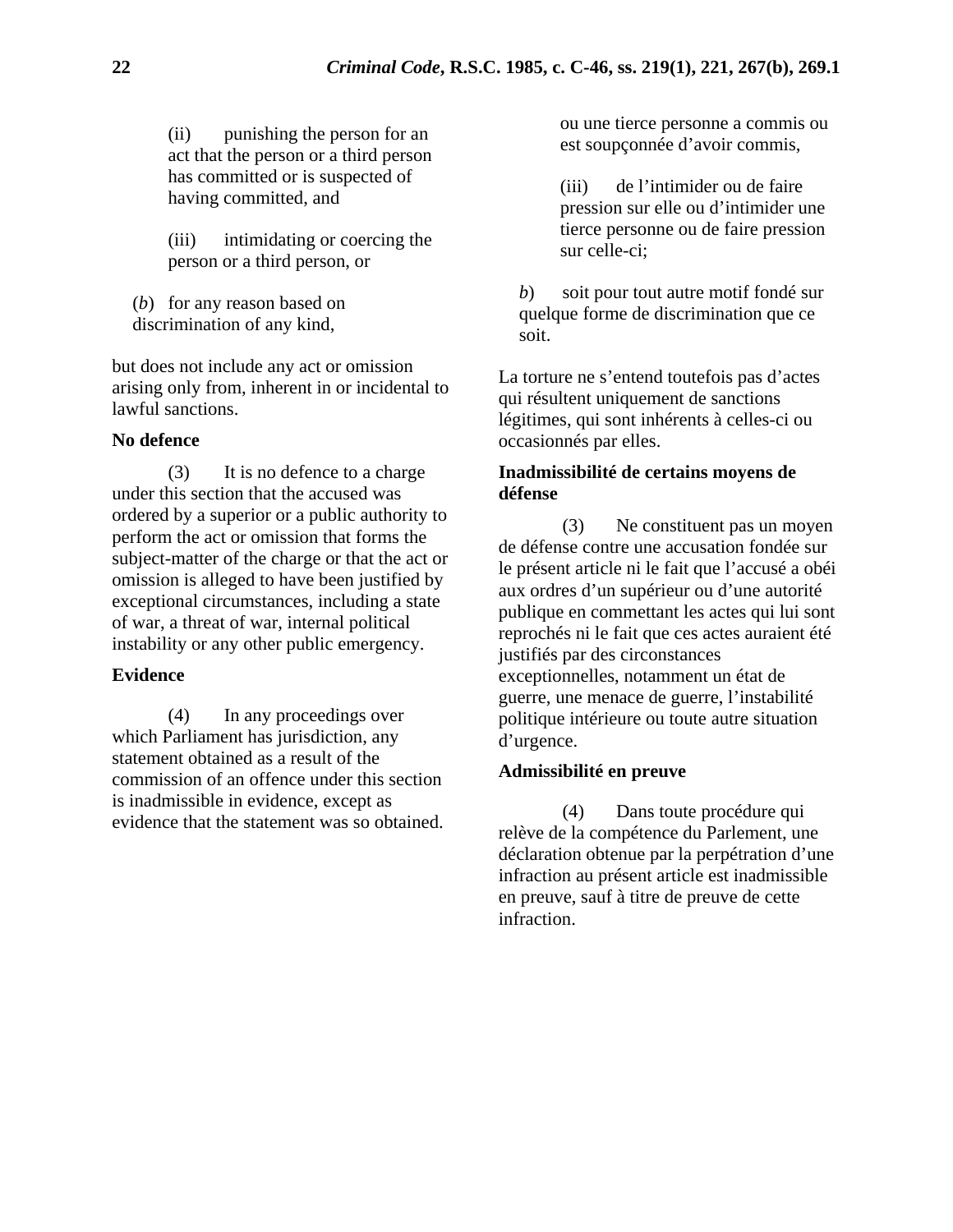(ii) punishing the person for an act that the person or a third person has committed or is suspected of having committed, and

(iii) intimidating or coercing the person or a third person, or

(*b*) for any reason based on discrimination of any kind,

but does not include any act or omission arising only from, inherent in or incidental to lawful sanctions.

**No defence**

(3) It is no defence to a charge under this section that the accused was ordered by a superior or a public authority to perform the act or omission that forms the subject-matter of the charge or that the act or omission is alleged to have been justified by exceptional circumstances, including a state of war, a threat of war, internal political instability or any other public emergency.

**Evidence**

(4) In any proceedings over which Parliament has jurisdiction, any statement obtained as a result of the commission of an offence under this section is inadmissible in evidence, except as evidence that the statement was so obtained.

ou une tierce personne a commis ou est soupçonnée d'avoir commis,

(iii) de l'intimider ou de faire pression sur elle ou d'intimider une tierce personne ou de faire pression sur celle-ci;

*b*) soit pour tout autre motif fondé sur quelque forme de discrimination que ce soit.

La torture ne s'entend toutefois pas d'actes qui résultent uniquement de sanctions légitimes, qui sont inhérents à celles-ci ou occasionnés par elles.

**Inadmissibilité de certains moyens de défense**

(3) Ne constituent pas un moyen de défense contre une accusation fondée sur le présent article ni le fait que l'accusé a obéi aux ordres d'un supérieur ou d'une autorité publique en commettant les actes qui lui sont reprochés ni le fait que ces actes auraient été justifiés par des circonstances exceptionnelles, notamment un état de guerre, une menace de guerre, l'instabilité politique intérieure ou toute autre situation d'urgence.

**Admissibilité en preuve**

(4) Dans toute procédure qui relève de la compétence du Parlement, une déclaration obtenue par la perpétration d'une infraction au présent article est inadmissible en preuve, sauf à titre de preuve de cette infraction.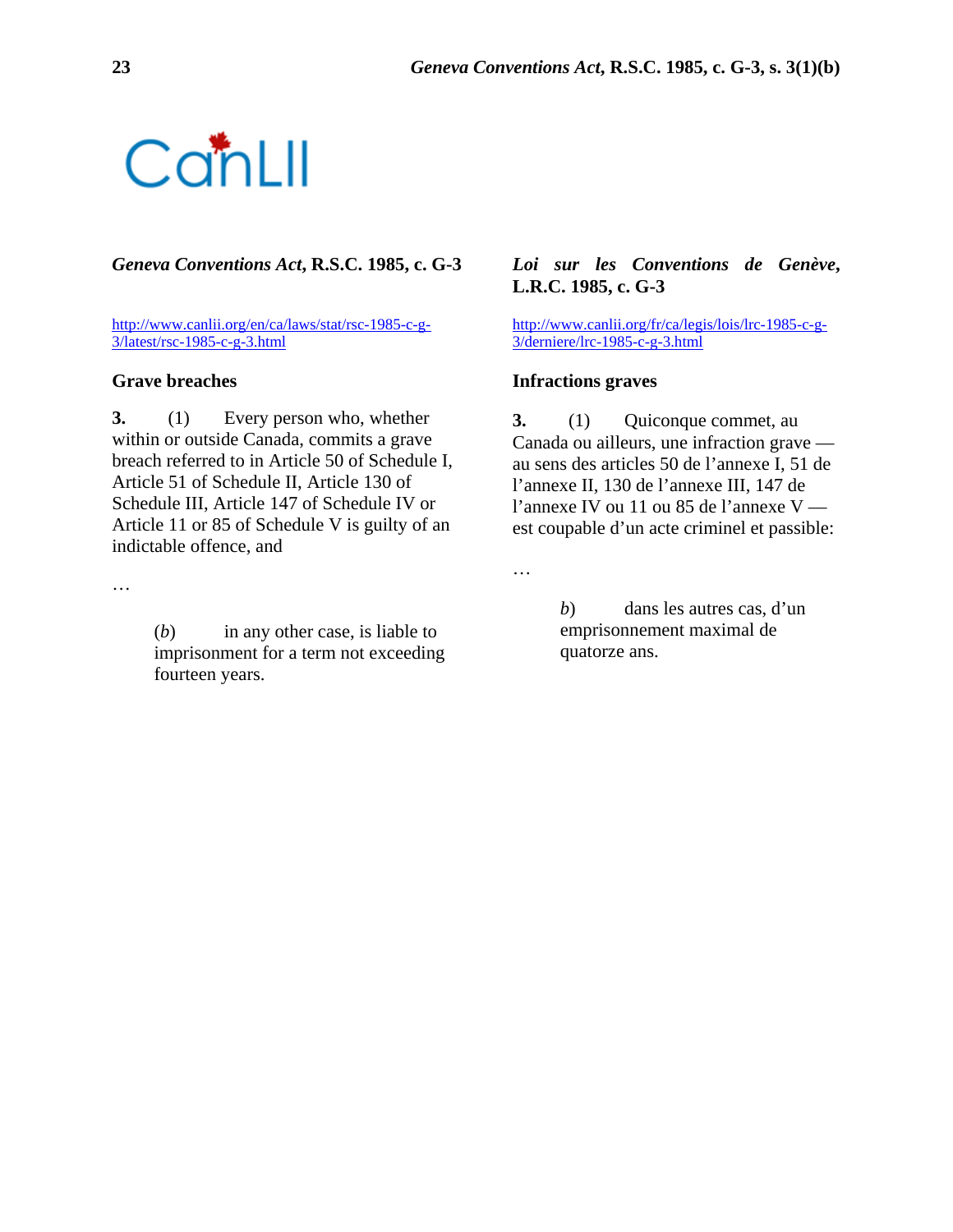CanLII

***Geneva Conventions Act*, R.S.C. 1985, c. G-3**

http://www.canlii.org/en/ca/laws/stat/rsc-1985-c-g-3/latest/rsc-1985-c-g-3.html

**Grave breaches**

**3.** (1) Every person who, whether within or outside Canada, commits a grave breach referred to in Article 50 of Schedule I, Article 51 of Schedule II, Article 130 of Schedule III, Article 147 of Schedule IV or Article 11 or 85 of Schedule V is guilty of an indictable offence, and

…

(*b*) in any other case, is liable to imprisonment for a term not exceeding fourteen years.

***Loi sur les Conventions de Genève*, L.R.C. 1985, c. G-3**

http://www.canlii.org/fr/ca/legis/lois/lrc-1985-c-g-3/derniere/lrc-1985-c-g-3.html

**Infractions graves**

**3.** (1) Quiconque commet, au Canada ou ailleurs, une infraction grave — au sens des articles 50 de l'annexe I, 51 de l'annexe II, 130 de l'annexe III, 147 de l'annexe IV ou 11 ou 85 de l'annexe V — est coupable d'un acte criminel et passible:

…

*b*) dans les autres cas, d'un emprisonnement maximal de quatorze ans.